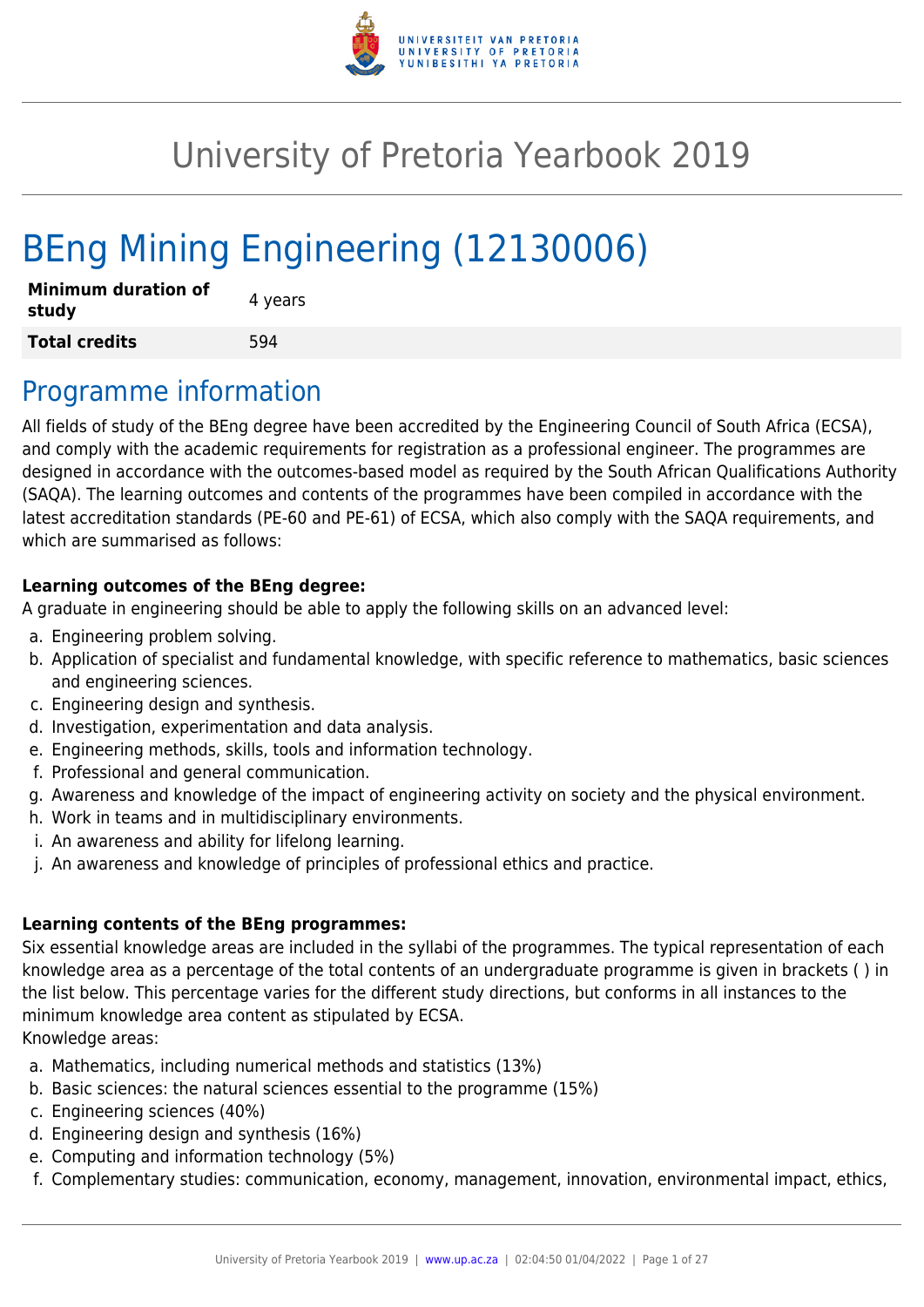# University of Pretoria Yearbook 2019

# BEng Mining Engineering (12130006)

| **Minimum duration of study** | 4 years |
|---|---|
| **Total credits** | 594 |

## Programme information

All fields of study of the BEng degree have been accredited by the Engineering Council of South Africa (ECSA), and comply with the academic requirements for registration as a professional engineer. The programmes are designed in accordance with the outcomes-based model as required by the South African Qualifications Authority (SAQA). The learning outcomes and contents of the programmes have been compiled in accordance with the latest accreditation standards (PE-60 and PE-61) of ECSA, which also comply with the SAQA requirements, and which are summarised as follows:

**Learning outcomes of the BEng degree:**

A graduate in engineering should be able to apply the following skills on an advanced level:

a. Engineering problem solving.
b. Application of specialist and fundamental knowledge, with specific reference to mathematics, basic sciences and engineering sciences.
c. Engineering design and synthesis.
d. Investigation, experimentation and data analysis.
e. Engineering methods, skills, tools and information technology.
f. Professional and general communication.
g. Awareness and knowledge of the impact of engineering activity on society and the physical environment.
h. Work in teams and in multidisciplinary environments.
i. An awareness and ability for lifelong learning.
j. An awareness and knowledge of principles of professional ethics and practice.

**Learning contents of the BEng programmes:**

Six essential knowledge areas are included in the syllabi of the programmes. The typical representation of each knowledge area as a percentage of the total contents of an undergraduate programme is given in brackets ( ) in the list below. This percentage varies for the different study directions, but conforms in all instances to the minimum knowledge area content as stipulated by ECSA.

Knowledge areas:

a. Mathematics, including numerical methods and statistics (13%)
b. Basic sciences: the natural sciences essential to the programme (15%)
c. Engineering sciences (40%)
d. Engineering design and synthesis (16%)
e. Computing and information technology (5%)
f. Complementary studies: communication, economy, management, innovation, environmental impact, ethics,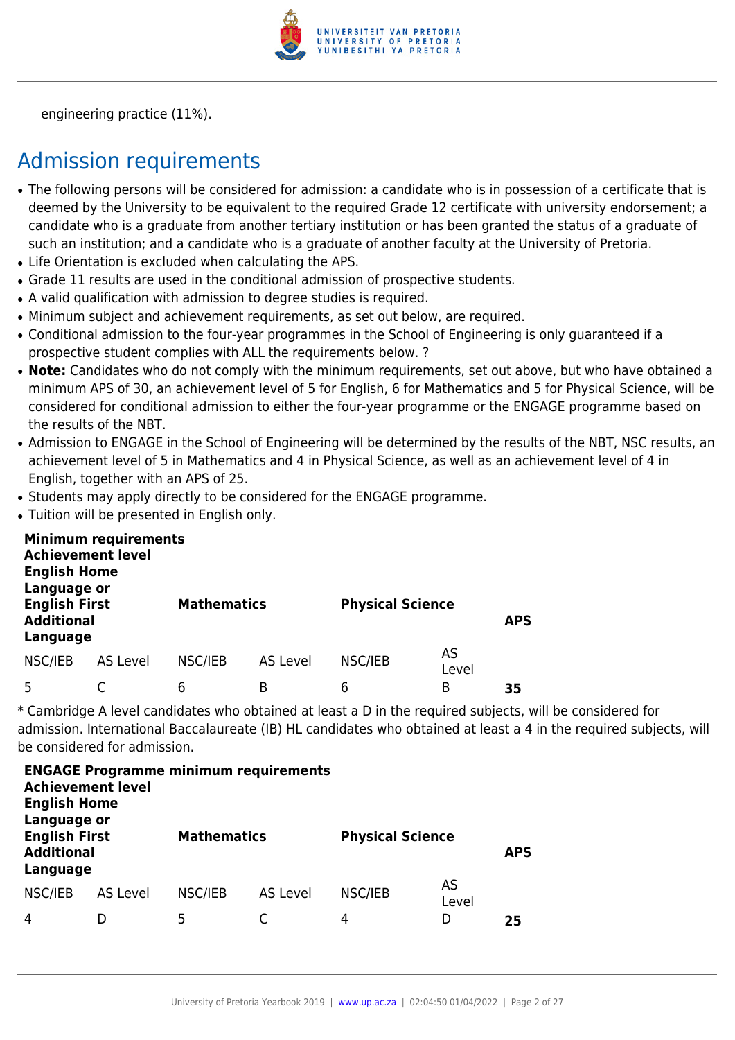engineering practice (11%).

## Admission requirements

- The following persons will be considered for admission: a candidate who is in possession of a certificate that is deemed by the University to be equivalent to the required Grade 12 certificate with university endorsement; a candidate who is a graduate from another tertiary institution or has been granted the status of a graduate of such an institution; and a candidate who is a graduate of another faculty at the University of Pretoria.
- Life Orientation is excluded when calculating the APS.
- Grade 11 results are used in the conditional admission of prospective students.
- A valid qualification with admission to degree studies is required.
- Minimum subject and achievement requirements, as set out below, are required.
- Conditional admission to the four-year programmes in the School of Engineering is only guaranteed if a prospective student complies with ALL the requirements below. ?
- **Note:** Candidates who do not comply with the minimum requirements, set out above, but who have obtained a minimum APS of 30, an achievement level of 5 for English, 6 for Mathematics and 5 for Physical Science, will be considered for conditional admission to either the four-year programme or the ENGAGE programme based on the results of the NBT.
- Admission to ENGAGE in the School of Engineering will be determined by the results of the NBT, NSC results, an achievement level of 5 in Mathematics and 4 in Physical Science, as well as an achievement level of 4 in English, together with an APS of 25.
- Students may apply directly to be considered for the ENGAGE programme.
- Tuition will be presented in English only.

| **Minimum requirements** | | | | | | |
|---|---|---|---|---|---|---|
| **Achievement level** | | | | | | |
| **English Home Language or English First Additional Language** | | **Mathematics** | | **Physical Science** | | **APS** |
| NSC/IEB | AS Level | NSC/IEB | AS Level | NSC/IEB | AS Level | |
| 5 | C | 6 | B | 6 | B | **35** |

* Cambridge A level candidates who obtained at least a D in the required subjects, will be considered for admission. International Baccalaureate (IB) HL candidates who obtained at least a 4 in the required subjects, will be considered for admission.

| **ENGAGE Programme minimum requirements** | | | | | | |
|---|---|---|---|---|---|---|
| **Achievement level** | | | | | | |
| **English Home Language or English First Additional Language** | | **Mathematics** | | **Physical Science** | | **APS** |
| NSC/IEB | AS Level | NSC/IEB | AS Level | NSC/IEB | AS Level | |
| 4 | D | 5 | C | 4 | D | **25** |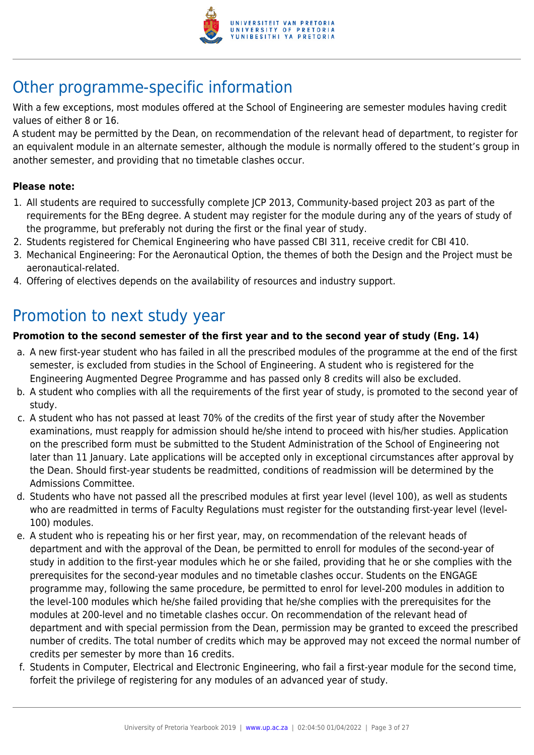## Other programme-specific information

With a few exceptions, most modules offered at the School of Engineering are semester modules having credit values of either 8 or 16.

A student may be permitted by the Dean, on recommendation of the relevant head of department, to register for an equivalent module in an alternate semester, although the module is normally offered to the student's group in another semester, and providing that no timetable clashes occur.

**Please note:**

1. All students are required to successfully complete JCP 2013, Community-based project 203 as part of the requirements for the BEng degree. A student may register for the module during any of the years of study of the programme, but preferably not during the first or the final year of study.
2. Students registered for Chemical Engineering who have passed CBI 311, receive credit for CBI 410.
3. Mechanical Engineering: For the Aeronautical Option, the themes of both the Design and the Project must be aeronautical-related.
4. Offering of electives depends on the availability of resources and industry support.

## Promotion to next study year

**Promotion to the second semester of the first year and to the second year of study (Eng. 14)**

a. A new first-year student who has failed in all the prescribed modules of the programme at the end of the first semester, is excluded from studies in the School of Engineering. A student who is registered for the Engineering Augmented Degree Programme and has passed only 8 credits will also be excluded.

b. A student who complies with all the requirements of the first year of study, is promoted to the second year of study.

c. A student who has not passed at least 70% of the credits of the first year of study after the November examinations, must reapply for admission should he/she intend to proceed with his/her studies. Application on the prescribed form must be submitted to the Student Administration of the School of Engineering not later than 11 January. Late applications will be accepted only in exceptional circumstances after approval by the Dean. Should first-year students be readmitted, conditions of readmission will be determined by the Admissions Committee.

d. Students who have not passed all the prescribed modules at first year level (level 100), as well as students who are readmitted in terms of Faculty Regulations must register for the outstanding first-year level (level-100) modules.

e. A student who is repeating his or her first year, may, on recommendation of the relevant heads of department and with the approval of the Dean, be permitted to enroll for modules of the second-year of study in addition to the first-year modules which he or she failed, providing that he or she complies with the prerequisites for the second-year modules and no timetable clashes occur. Students on the ENGAGE programme may, following the same procedure, be permitted to enrol for level-200 modules in addition to the level-100 modules which he/she failed providing that he/she complies with the prerequisites for the modules at 200-level and no timetable clashes occur. On recommendation of the relevant head of department and with special permission from the Dean, permission may be granted to exceed the prescribed number of credits. The total number of credits which may be approved may not exceed the normal number of credits per semester by more than 16 credits.

f. Students in Computer, Electrical and Electronic Engineering, who fail a first-year module for the second time, forfeit the privilege of registering for any modules of an advanced year of study.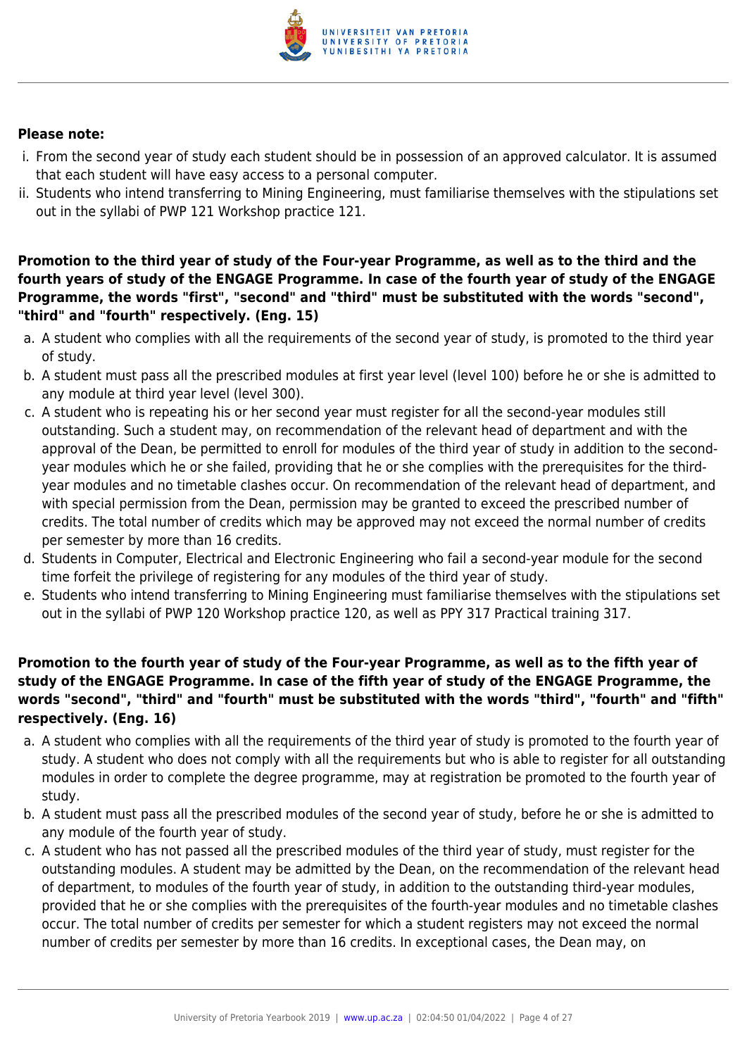**Please note:**

i. From the second year of study each student should be in possession of an approved calculator. It is assumed that each student will have easy access to a personal computer.
ii. Students who intend transferring to Mining Engineering, must familiarise themselves with the stipulations set out in the syllabi of PWP 121 Workshop practice 121.

**Promotion to the third year of study of the Four-year Programme, as well as to the third and the fourth years of study of the ENGAGE Programme. In case of the fourth year of study of the ENGAGE Programme, the words "first", "second" and "third" must be substituted with the words "second", "third" and "fourth" respectively. (Eng. 15)**

a. A student who complies with all the requirements of the second year of study, is promoted to the third year of study.
b. A student must pass all the prescribed modules at first year level (level 100) before he or she is admitted to any module at third year level (level 300).
c. A student who is repeating his or her second year must register for all the second-year modules still outstanding. Such a student may, on recommendation of the relevant head of department and with the approval of the Dean, be permitted to enroll for modules of the third year of study in addition to the second-year modules which he or she failed, providing that he or she complies with the prerequisites for the third-year modules and no timetable clashes occur. On recommendation of the relevant head of department, and with special permission from the Dean, permission may be granted to exceed the prescribed number of credits. The total number of credits which may be approved may not exceed the normal number of credits per semester by more than 16 credits.
d. Students in Computer, Electrical and Electronic Engineering who fail a second-year module for the second time forfeit the privilege of registering for any modules of the third year of study.
e. Students who intend transferring to Mining Engineering must familiarise themselves with the stipulations set out in the syllabi of PWP 120 Workshop practice 120, as well as PPY 317 Practical training 317.

**Promotion to the fourth year of study of the Four-year Programme, as well as to the fifth year of study of the ENGAGE Programme. In case of the fifth year of study of the ENGAGE Programme, the words "second", "third" and "fourth" must be substituted with the words "third", "fourth" and "fifth" respectively. (Eng. 16)**

a. A student who complies with all the requirements of the third year of study is promoted to the fourth year of study. A student who does not comply with all the requirements but who is able to register for all outstanding modules in order to complete the degree programme, may at registration be promoted to the fourth year of study.
b. A student must pass all the prescribed modules of the second year of study, before he or she is admitted to any module of the fourth year of study.
c. A student who has not passed all the prescribed modules of the third year of study, must register for the outstanding modules. A student may be admitted by the Dean, on the recommendation of the relevant head of department, to modules of the fourth year of study, in addition to the outstanding third-year modules, provided that he or she complies with the prerequisites of the fourth-year modules and no timetable clashes occur. The total number of credits per semester for which a student registers may not exceed the normal number of credits per semester by more than 16 credits. In exceptional cases, the Dean may, on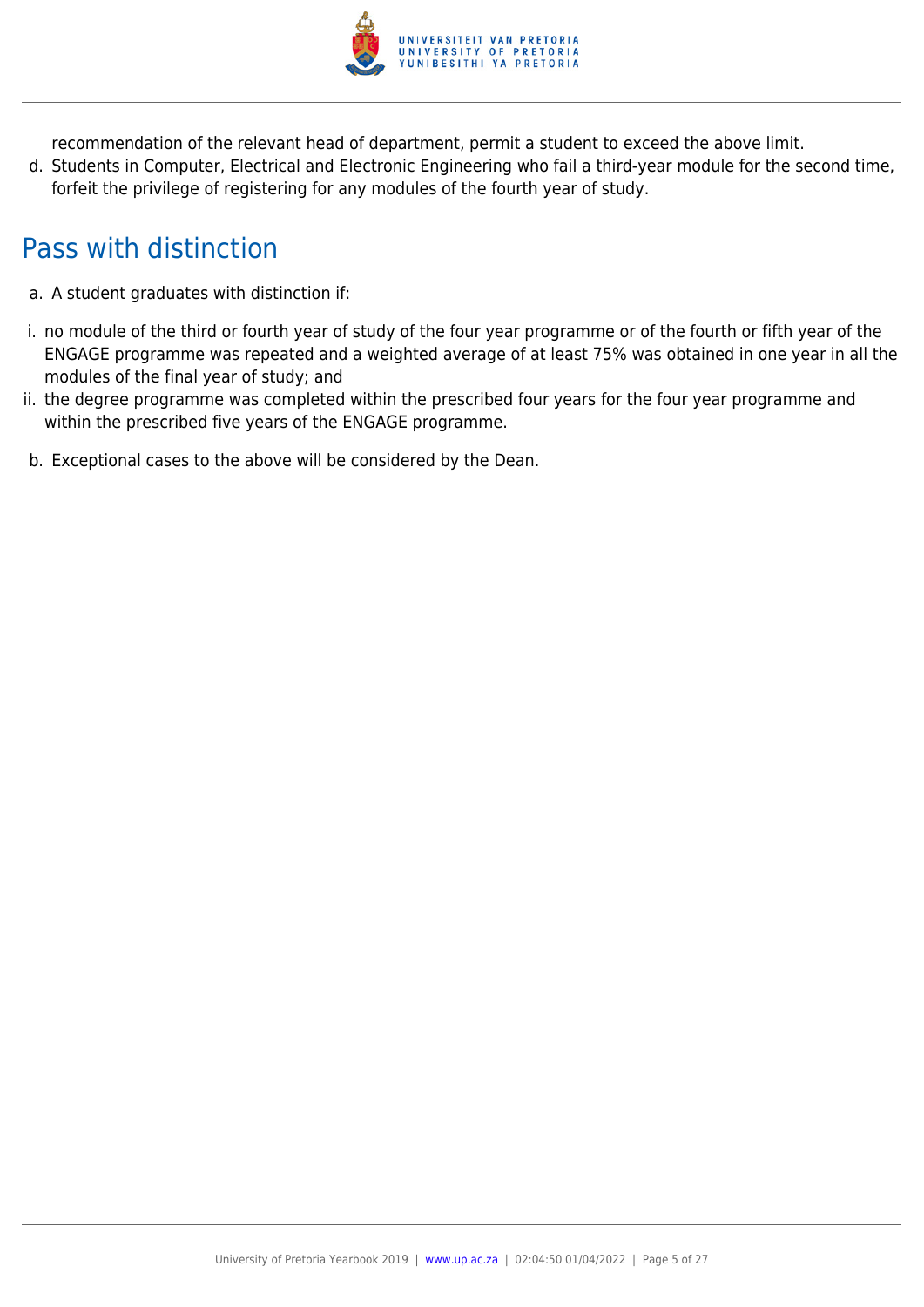recommendation of the relevant head of department, permit a student to exceed the above limit.

d. Students in Computer, Electrical and Electronic Engineering who fail a third-year module for the second time, forfeit the privilege of registering for any modules of the fourth year of study.

## Pass with distinction

a. A student graduates with distinction if:

i. no module of the third or fourth year of study of the four year programme or of the fourth or fifth year of the ENGAGE programme was repeated and a weighted average of at least 75% was obtained in one year in all the modules of the final year of study; and

ii. the degree programme was completed within the prescribed four years for the four year programme and within the prescribed five years of the ENGAGE programme.

b. Exceptional cases to the above will be considered by the Dean.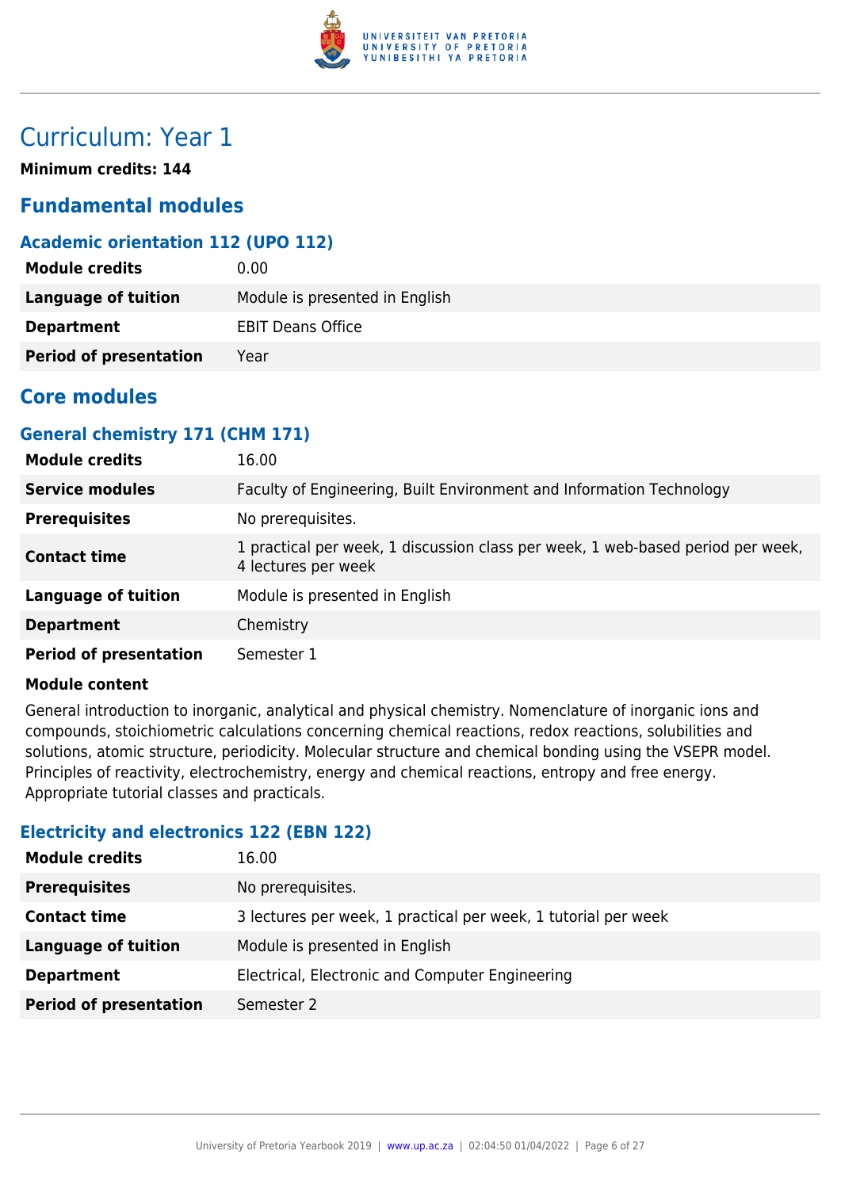# Curriculum: Year 1

**Minimum credits: 144**

## Fundamental modules

### Academic orientation 112 (UPO 112)

| | |
|---|---|
| **Module credits** | 0.00 |
| **Language of tuition** | Module is presented in English |
| **Department** | EBIT Deans Office |
| **Period of presentation** | Year |

## Core modules

### General chemistry 171 (CHM 171)

| | |
|---|---|
| **Module credits** | 16.00 |
| **Service modules** | Faculty of Engineering, Built Environment and Information Technology |
| **Prerequisites** | No prerequisites. |
| **Contact time** | 1 practical per week, 1 discussion class per week, 1 web-based period per week, 4 lectures per week |
| **Language of tuition** | Module is presented in English |
| **Department** | Chemistry |
| **Period of presentation** | Semester 1 |

**Module content**

General introduction to inorganic, analytical and physical chemistry. Nomenclature of inorganic ions and compounds, stoichiometric calculations concerning chemical reactions, redox reactions, solubilities and solutions, atomic structure, periodicity. Molecular structure and chemical bonding using the VSEPR model. Principles of reactivity, electrochemistry, energy and chemical reactions, entropy and free energy. Appropriate tutorial classes and practicals.

### Electricity and electronics 122 (EBN 122)

| | |
|---|---|
| **Module credits** | 16.00 |
| **Prerequisites** | No prerequisites. |
| **Contact time** | 3 lectures per week, 1 practical per week, 1 tutorial per week |
| **Language of tuition** | Module is presented in English |
| **Department** | Electrical, Electronic and Computer Engineering |
| **Period of presentation** | Semester 2 |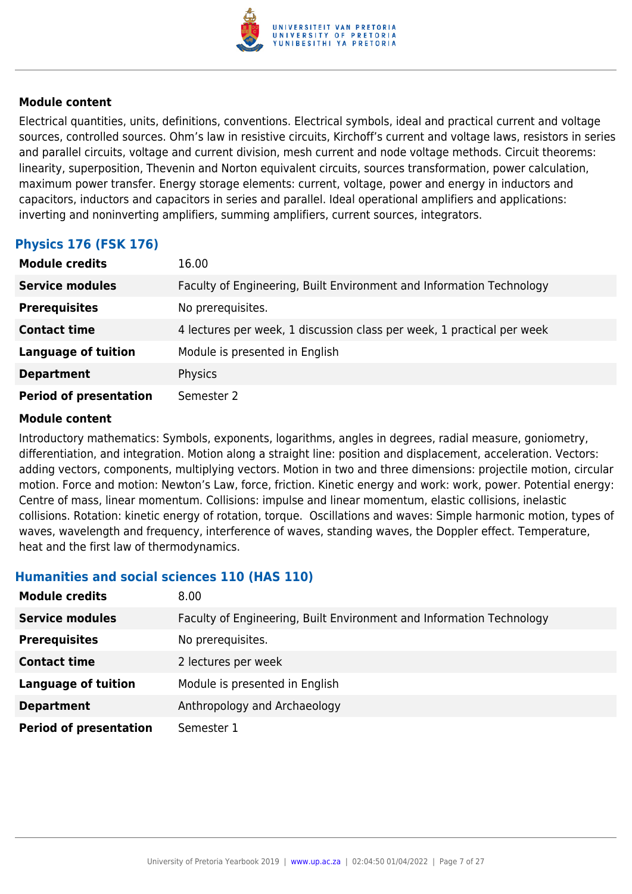#### Module content

Electrical quantities, units, definitions, conventions. Electrical symbols, ideal and practical current and voltage sources, controlled sources. Ohm's law in resistive circuits, Kirchoff's current and voltage laws, resistors in series and parallel circuits, voltage and current division, mesh current and node voltage methods. Circuit theorems: linearity, superposition, Thevenin and Norton equivalent circuits, sources transformation, power calculation, maximum power transfer. Energy storage elements: current, voltage, power and energy in inductors and capacitors, inductors and capacitors in series and parallel. Ideal operational amplifiers and applications: inverting and noninverting amplifiers, summing amplifiers, current sources, integrators.

### Physics 176 (FSK 176)

| | |
|---|---|
| **Module credits** | 16.00 |
| **Service modules** | Faculty of Engineering, Built Environment and Information Technology |
| **Prerequisites** | No prerequisites. |
| **Contact time** | 4 lectures per week, 1 discussion class per week, 1 practical per week |
| **Language of tuition** | Module is presented in English |
| **Department** | Physics |
| **Period of presentation** | Semester 2 |

#### Module content

Introductory mathematics: Symbols, exponents, logarithms, angles in degrees, radial measure, goniometry, differentiation, and integration. Motion along a straight line: position and displacement, acceleration. Vectors: adding vectors, components, multiplying vectors. Motion in two and three dimensions: projectile motion, circular motion. Force and motion: Newton's Law, force, friction. Kinetic energy and work: work, power. Potential energy: Centre of mass, linear momentum. Collisions: impulse and linear momentum, elastic collisions, inelastic collisions. Rotation: kinetic energy of rotation, torque. Oscillations and waves: Simple harmonic motion, types of waves, wavelength and frequency, interference of waves, standing waves, the Doppler effect. Temperature, heat and the first law of thermodynamics.

### Humanities and social sciences 110 (HAS 110)

| | |
|---|---|
| **Module credits** | 8.00 |
| **Service modules** | Faculty of Engineering, Built Environment and Information Technology |
| **Prerequisites** | No prerequisites. |
| **Contact time** | 2 lectures per week |
| **Language of tuition** | Module is presented in English |
| **Department** | Anthropology and Archaeology |
| **Period of presentation** | Semester 1 |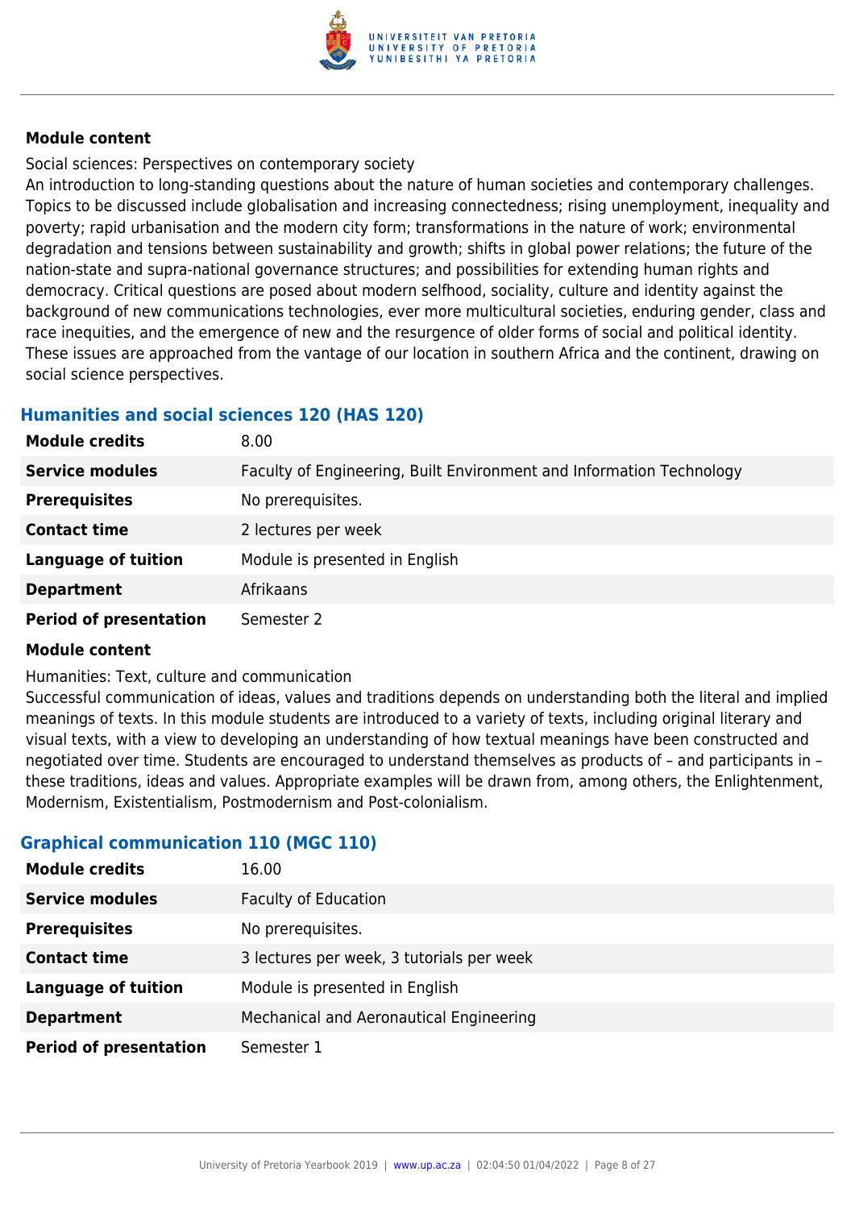**Module content**

Social sciences: Perspectives on contemporary society
An introduction to long-standing questions about the nature of human societies and contemporary challenges. Topics to be discussed include globalisation and increasing connectedness; rising unemployment, inequality and poverty; rapid urbanisation and the modern city form; transformations in the nature of work; environmental degradation and tensions between sustainability and growth; shifts in global power relations; the future of the nation-state and supra-national governance structures; and possibilities for extending human rights and democracy. Critical questions are posed about modern selfhood, sociality, culture and identity against the background of new communications technologies, ever more multicultural societies, enduring gender, class and race inequities, and the emergence of new and the resurgence of older forms of social and political identity. These issues are approached from the vantage of our location in southern Africa and the continent, drawing on social science perspectives.

### Humanities and social sciences 120 (HAS 120)

| | |
|---|---|
| **Module credits** | 8.00 |
| **Service modules** | Faculty of Engineering, Built Environment and Information Technology |
| **Prerequisites** | No prerequisites. |
| **Contact time** | 2 lectures per week |
| **Language of tuition** | Module is presented in English |
| **Department** | Afrikaans |
| **Period of presentation** | Semester 2 |

**Module content**

Humanities: Text, culture and communication
Successful communication of ideas, values and traditions depends on understanding both the literal and implied meanings of texts. In this module students are introduced to a variety of texts, including original literary and visual texts, with a view to developing an understanding of how textual meanings have been constructed and negotiated over time. Students are encouraged to understand themselves as products of – and participants in – these traditions, ideas and values. Appropriate examples will be drawn from, among others, the Enlightenment, Modernism, Existentialism, Postmodernism and Post-colonialism.

### Graphical communication 110 (MGC 110)

| | |
|---|---|
| **Module credits** | 16.00 |
| **Service modules** | Faculty of Education |
| **Prerequisites** | No prerequisites. |
| **Contact time** | 3 lectures per week, 3 tutorials per week |
| **Language of tuition** | Module is presented in English |
| **Department** | Mechanical and Aeronautical Engineering |
| **Period of presentation** | Semester 1 |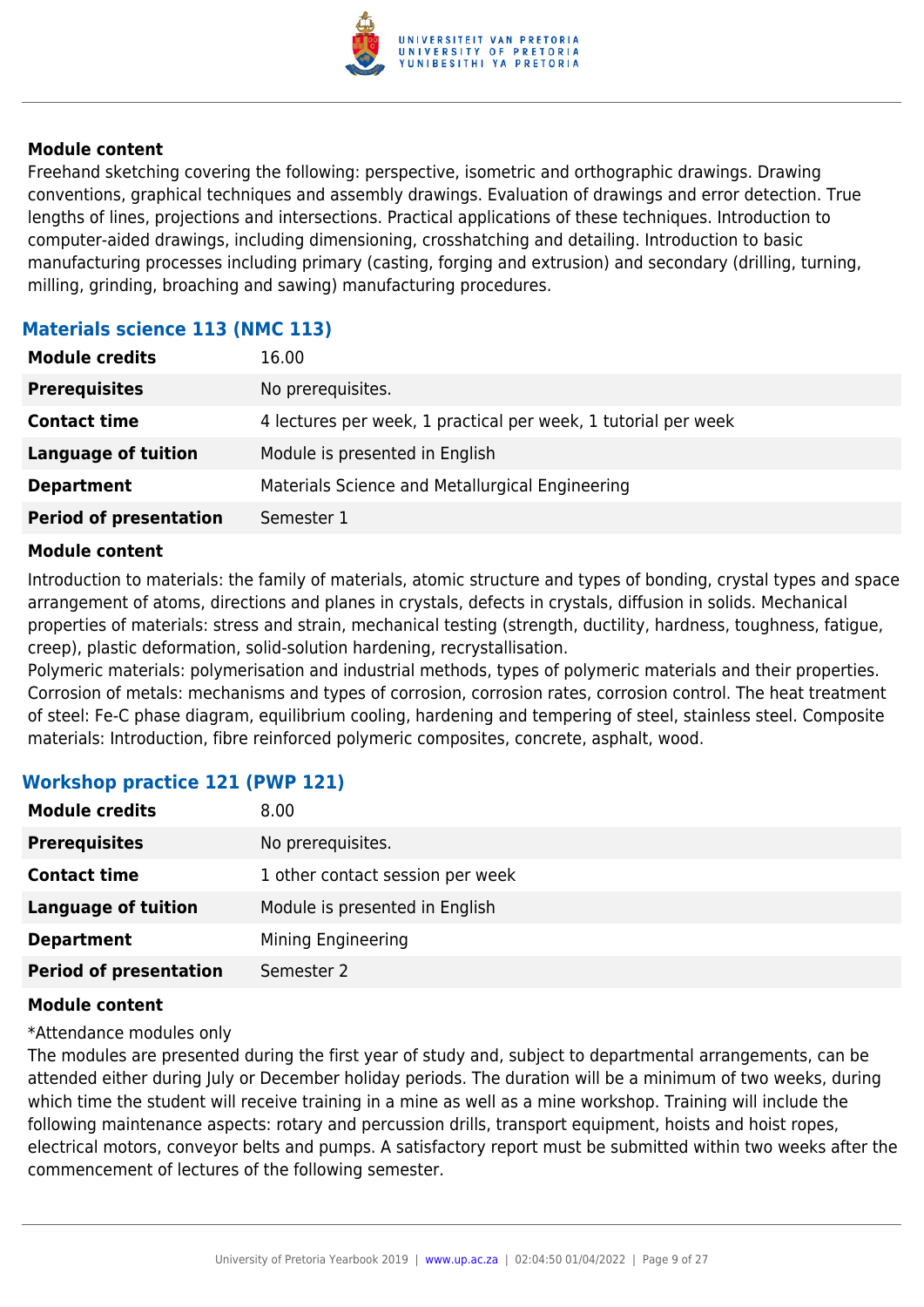#### Module content

Freehand sketching covering the following: perspective, isometric and orthographic drawings. Drawing conventions, graphical techniques and assembly drawings. Evaluation of drawings and error detection. True lengths of lines, projections and intersections. Practical applications of these techniques. Introduction to computer-aided drawings, including dimensioning, crosshatching and detailing. Introduction to basic manufacturing processes including primary (casting, forging and extrusion) and secondary (drilling, turning, milling, grinding, broaching and sawing) manufacturing procedures.

### Materials science 113 (NMC 113)

| | |
|---|---|
| **Module credits** | 16.00 |
| **Prerequisites** | No prerequisites. |
| **Contact time** | 4 lectures per week, 1 practical per week, 1 tutorial per week |
| **Language of tuition** | Module is presented in English |
| **Department** | Materials Science and Metallurgical Engineering |
| **Period of presentation** | Semester 1 |

#### Module content

Introduction to materials: the family of materials, atomic structure and types of bonding, crystal types and space arrangement of atoms, directions and planes in crystals, defects in crystals, diffusion in solids. Mechanical properties of materials: stress and strain, mechanical testing (strength, ductility, hardness, toughness, fatigue, creep), plastic deformation, solid-solution hardening, recrystallisation.
Polymeric materials: polymerisation and industrial methods, types of polymeric materials and their properties. Corrosion of metals: mechanisms and types of corrosion, corrosion rates, corrosion control. The heat treatment of steel: Fe-C phase diagram, equilibrium cooling, hardening and tempering of steel, stainless steel. Composite materials: Introduction, fibre reinforced polymeric composites, concrete, asphalt, wood.

### Workshop practice 121 (PWP 121)

| | |
|---|---|
| **Module credits** | 8.00 |
| **Prerequisites** | No prerequisites. |
| **Contact time** | 1 other contact session per week |
| **Language of tuition** | Module is presented in English |
| **Department** | Mining Engineering |
| **Period of presentation** | Semester 2 |

#### Module content

*Attendance modules only
The modules are presented during the first year of study and, subject to departmental arrangements, can be attended either during July or December holiday periods. The duration will be a minimum of two weeks, during which time the student will receive training in a mine as well as a mine workshop. Training will include the following maintenance aspects: rotary and percussion drills, transport equipment, hoists and hoist ropes, electrical motors, conveyor belts and pumps. A satisfactory report must be submitted within two weeks after the commencement of lectures of the following semester.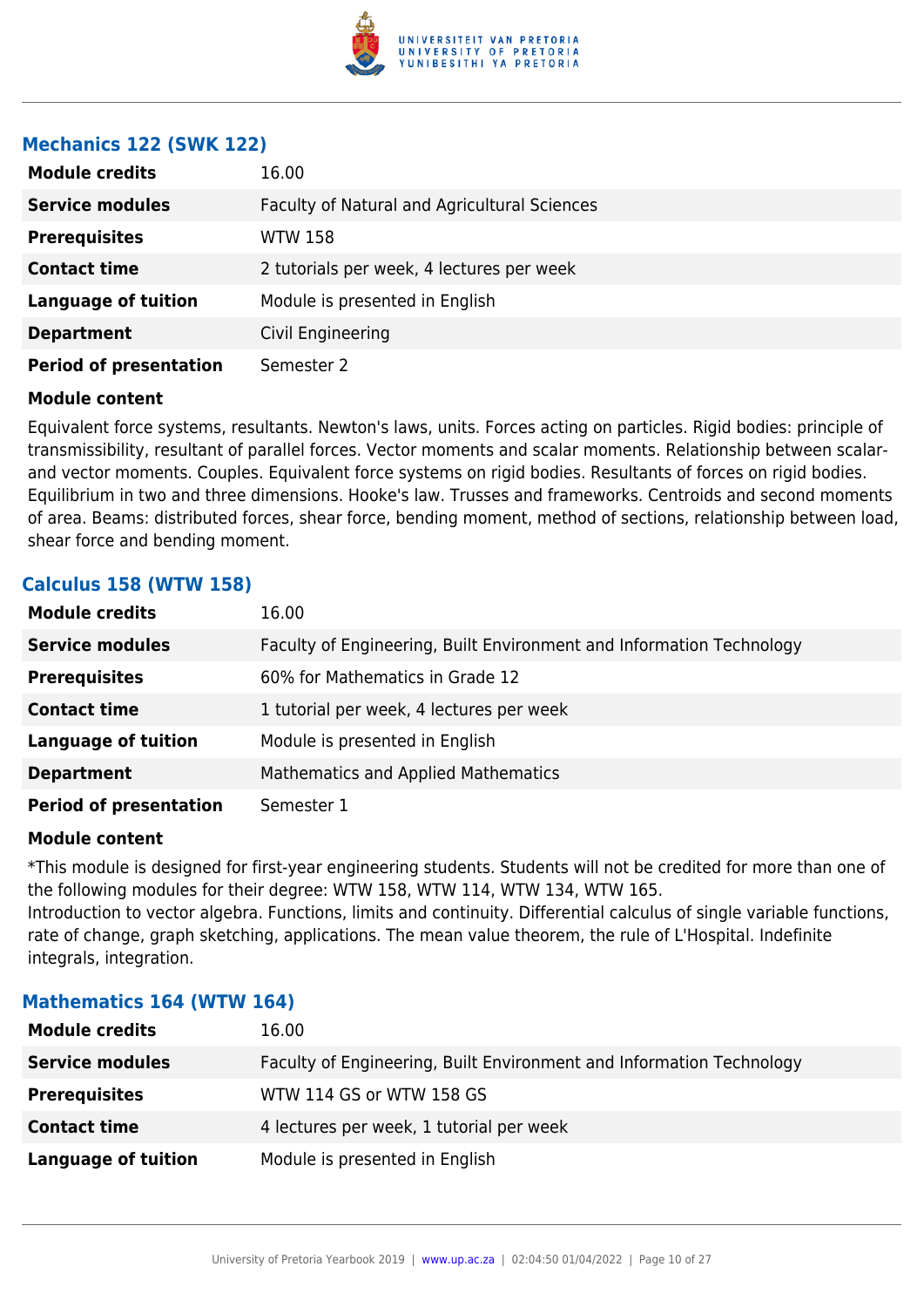### Mechanics 122 (SWK 122)

| | |
|---|---|
| **Module credits** | 16.00 |
| **Service modules** | Faculty of Natural and Agricultural Sciences |
| **Prerequisites** | WTW 158 |
| **Contact time** | 2 tutorials per week, 4 lectures per week |
| **Language of tuition** | Module is presented in English |
| **Department** | Civil Engineering |
| **Period of presentation** | Semester 2 |

**Module content**

Equivalent force systems, resultants. Newton's laws, units. Forces acting on particles. Rigid bodies: principle of transmissibility, resultant of parallel forces. Vector moments and scalar moments. Relationship between scalar- and vector moments. Couples. Equivalent force systems on rigid bodies. Resultants of forces on rigid bodies. Equilibrium in two and three dimensions. Hooke's law. Trusses and frameworks. Centroids and second moments of area. Beams: distributed forces, shear force, bending moment, method of sections, relationship between load, shear force and bending moment.

### Calculus 158 (WTW 158)

| | |
|---|---|
| **Module credits** | 16.00 |
| **Service modules** | Faculty of Engineering, Built Environment and Information Technology |
| **Prerequisites** | 60% for Mathematics in Grade 12 |
| **Contact time** | 1 tutorial per week, 4 lectures per week |
| **Language of tuition** | Module is presented in English |
| **Department** | Mathematics and Applied Mathematics |
| **Period of presentation** | Semester 1 |

**Module content**

*This module is designed for first-year engineering students. Students will not be credited for more than one of the following modules for their degree: WTW 158, WTW 114, WTW 134, WTW 165.
Introduction to vector algebra. Functions, limits and continuity. Differential calculus of single variable functions, rate of change, graph sketching, applications. The mean value theorem, the rule of L'Hospital. Indefinite integrals, integration.

### Mathematics 164 (WTW 164)

| | |
|---|---|
| **Module credits** | 16.00 |
| **Service modules** | Faculty of Engineering, Built Environment and Information Technology |
| **Prerequisites** | WTW 114 GS or WTW 158 GS |
| **Contact time** | 4 lectures per week, 1 tutorial per week |
| **Language of tuition** | Module is presented in English |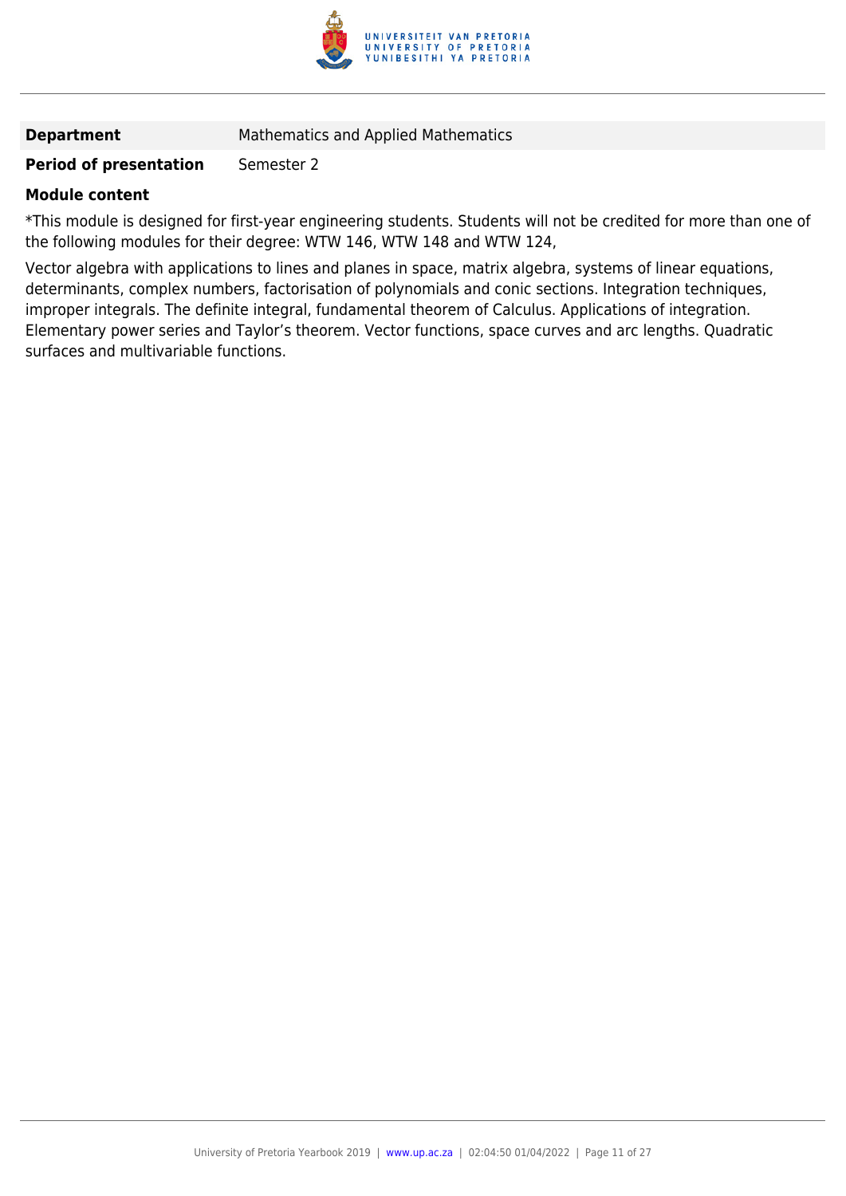| | |
|---|---|
| **Department** | Mathematics and Applied Mathematics |
| **Period of presentation** | Semester 2 |

**Module content**

*This module is designed for first-year engineering students. Students will not be credited for more than one of the following modules for their degree: WTW 146, WTW 148 and WTW 124,

Vector algebra with applications to lines and planes in space, matrix algebra, systems of linear equations, determinants, complex numbers, factorisation of polynomials and conic sections. Integration techniques, improper integrals. The definite integral, fundamental theorem of Calculus. Applications of integration. Elementary power series and Taylor's theorem. Vector functions, space curves and arc lengths. Quadratic surfaces and multivariable functions.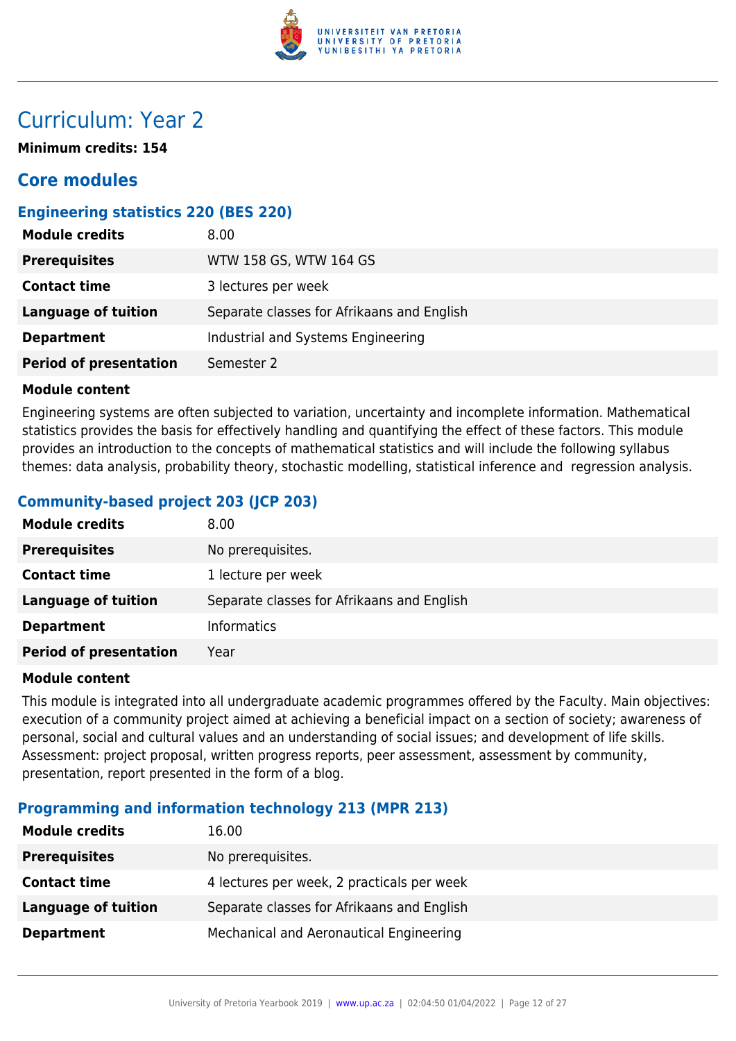# Curriculum: Year 2

**Minimum credits: 154**

## Core modules

### Engineering statistics 220 (BES 220)

| | |
|---|---|
| **Module credits** | 8.00 |
| **Prerequisites** | WTW 158 GS, WTW 164 GS |
| **Contact time** | 3 lectures per week |
| **Language of tuition** | Separate classes for Afrikaans and English |
| **Department** | Industrial and Systems Engineering |
| **Period of presentation** | Semester 2 |

**Module content**

Engineering systems are often subjected to variation, uncertainty and incomplete information. Mathematical statistics provides the basis for effectively handling and quantifying the effect of these factors. This module provides an introduction to the concepts of mathematical statistics and will include the following syllabus themes: data analysis, probability theory, stochastic modelling, statistical inference and regression analysis.

### Community-based project 203 (JCP 203)

| | |
|---|---|
| **Module credits** | 8.00 |
| **Prerequisites** | No prerequisites. |
| **Contact time** | 1 lecture per week |
| **Language of tuition** | Separate classes for Afrikaans and English |
| **Department** | Informatics |
| **Period of presentation** | Year |

**Module content**

This module is integrated into all undergraduate academic programmes offered by the Faculty. Main objectives: execution of a community project aimed at achieving a beneficial impact on a section of society; awareness of personal, social and cultural values and an understanding of social issues; and development of life skills. Assessment: project proposal, written progress reports, peer assessment, assessment by community, presentation, report presented in the form of a blog.

### Programming and information technology 213 (MPR 213)

| | |
|---|---|
| **Module credits** | 16.00 |
| **Prerequisites** | No prerequisites. |
| **Contact time** | 4 lectures per week, 2 practicals per week |
| **Language of tuition** | Separate classes for Afrikaans and English |
| **Department** | Mechanical and Aeronautical Engineering |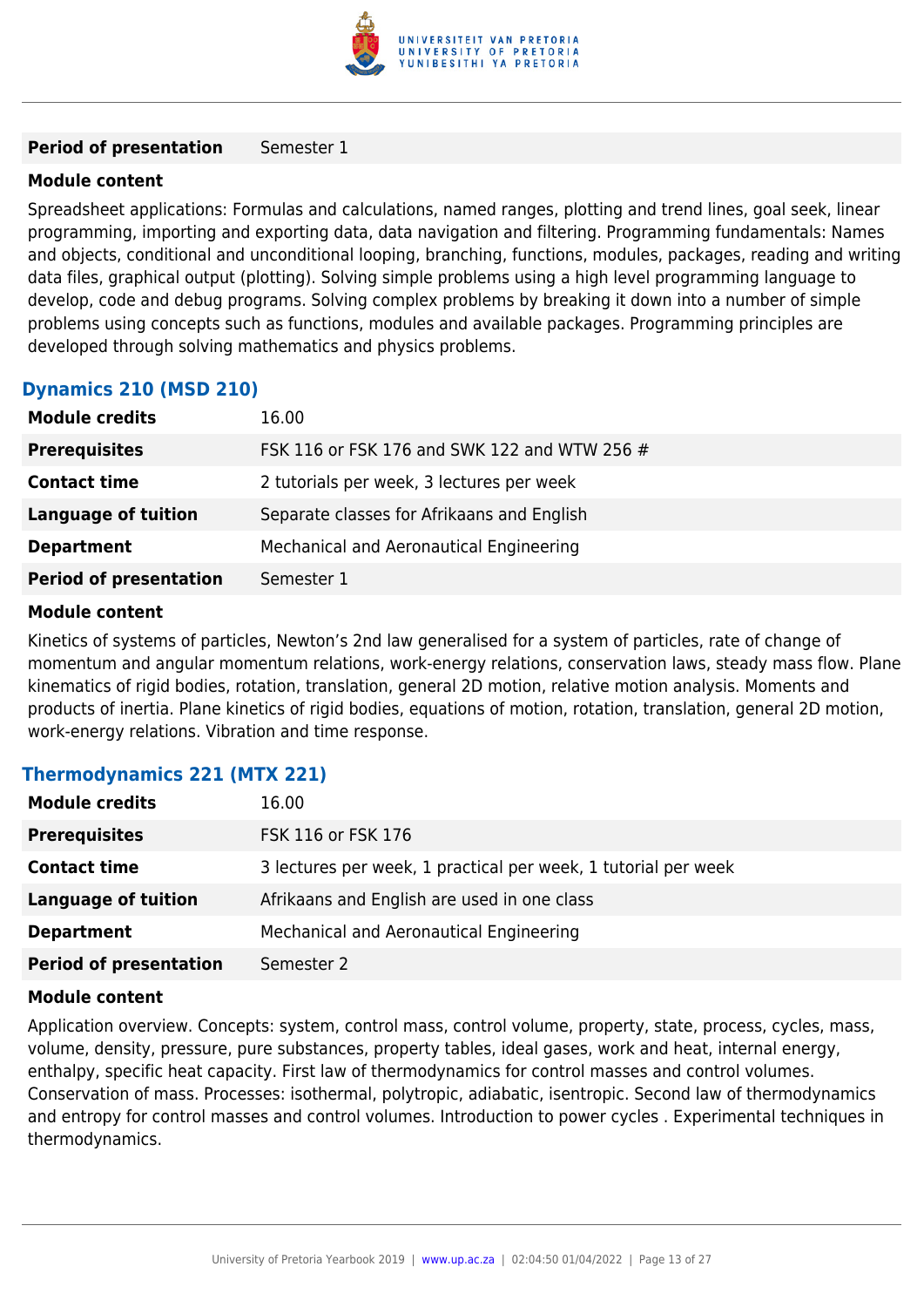| | |
|---|---|
| **Period of presentation** | Semester 1 |

**Module content**

Spreadsheet applications: Formulas and calculations, named ranges, plotting and trend lines, goal seek, linear programming, importing and exporting data, data navigation and filtering. Programming fundamentals: Names and objects, conditional and unconditional looping, branching, functions, modules, packages, reading and writing data files, graphical output (plotting). Solving simple problems using a high level programming language to develop, code and debug programs. Solving complex problems by breaking it down into a number of simple problems using concepts such as functions, modules and available packages. Programming principles are developed through solving mathematics and physics problems.

### Dynamics 210 (MSD 210)

| | |
|---|---|
| **Module credits** | 16.00 |
| **Prerequisites** | FSK 116 or FSK 176 and SWK 122 and WTW 256 # |
| **Contact time** | 2 tutorials per week, 3 lectures per week |
| **Language of tuition** | Separate classes for Afrikaans and English |
| **Department** | Mechanical and Aeronautical Engineering |
| **Period of presentation** | Semester 1 |

**Module content**

Kinetics of systems of particles, Newton’s 2nd law generalised for a system of particles, rate of change of momentum and angular momentum relations, work-energy relations, conservation laws, steady mass flow. Plane kinematics of rigid bodies, rotation, translation, general 2D motion, relative motion analysis. Moments and products of inertia. Plane kinetics of rigid bodies, equations of motion, rotation, translation, general 2D motion, work-energy relations. Vibration and time response.

### Thermodynamics 221 (MTX 221)

| | |
|---|---|
| **Module credits** | 16.00 |
| **Prerequisites** | FSK 116 or FSK 176 |
| **Contact time** | 3 lectures per week, 1 practical per week, 1 tutorial per week |
| **Language of tuition** | Afrikaans and English are used in one class |
| **Department** | Mechanical and Aeronautical Engineering |
| **Period of presentation** | Semester 2 |

**Module content**

Application overview. Concepts: system, control mass, control volume, property, state, process, cycles, mass, volume, density, pressure, pure substances, property tables, ideal gases, work and heat, internal energy, enthalpy, specific heat capacity. First law of thermodynamics for control masses and control volumes. Conservation of mass. Processes: isothermal, polytropic, adiabatic, isentropic. Second law of thermodynamics and entropy for control masses and control volumes. Introduction to power cycles . Experimental techniques in thermodynamics.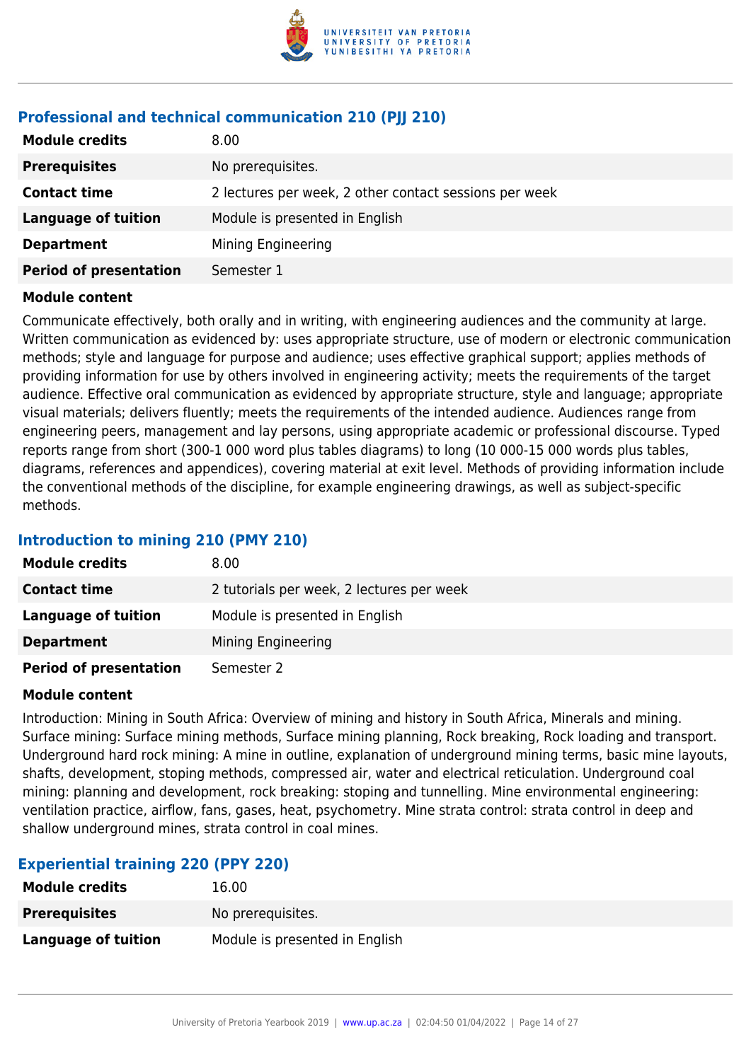### Professional and technical communication 210 (PJJ 210)

| | |
|---|---|
| **Module credits** | 8.00 |
| **Prerequisites** | No prerequisites. |
| **Contact time** | 2 lectures per week, 2 other contact sessions per week |
| **Language of tuition** | Module is presented in English |
| **Department** | Mining Engineering |
| **Period of presentation** | Semester 1 |

**Module content**

Communicate effectively, both orally and in writing, with engineering audiences and the community at large. Written communication as evidenced by: uses appropriate structure, use of modern or electronic communication methods; style and language for purpose and audience; uses effective graphical support; applies methods of providing information for use by others involved in engineering activity; meets the requirements of the target audience. Effective oral communication as evidenced by appropriate structure, style and language; appropriate visual materials; delivers fluently; meets the requirements of the intended audience. Audiences range from engineering peers, management and lay persons, using appropriate academic or professional discourse. Typed reports range from short (300-1 000 word plus tables diagrams) to long (10 000-15 000 words plus tables, diagrams, references and appendices), covering material at exit level. Methods of providing information include the conventional methods of the discipline, for example engineering drawings, as well as subject-specific methods.

### Introduction to mining 210 (PMY 210)

| | |
|---|---|
| **Module credits** | 8.00 |
| **Contact time** | 2 tutorials per week, 2 lectures per week |
| **Language of tuition** | Module is presented in English |
| **Department** | Mining Engineering |
| **Period of presentation** | Semester 2 |

**Module content**

Introduction: Mining in South Africa: Overview of mining and history in South Africa, Minerals and mining. Surface mining: Surface mining methods, Surface mining planning, Rock breaking, Rock loading and transport. Underground hard rock mining: A mine in outline, explanation of underground mining terms, basic mine layouts, shafts, development, stoping methods, compressed air, water and electrical reticulation. Underground coal mining: planning and development, rock breaking: stoping and tunnelling. Mine environmental engineering: ventilation practice, airflow, fans, gases, heat, psychometry. Mine strata control: strata control in deep and shallow underground mines, strata control in coal mines.

### Experiential training 220 (PPY 220)

| | |
|---|---|
| **Module credits** | 16.00 |
| **Prerequisites** | No prerequisites. |
| **Language of tuition** | Module is presented in English |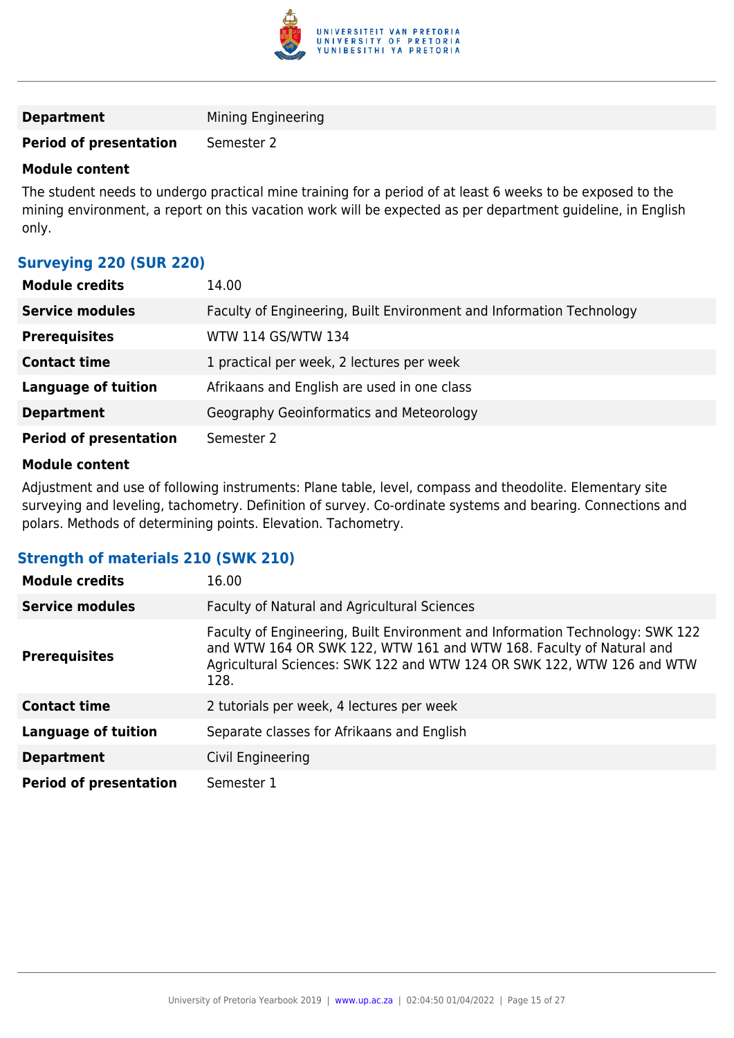| | |
|---|---|
| **Department** | Mining Engineering |
| **Period of presentation** | Semester 2 |

**Module content**

The student needs to undergo practical mine training for a period of at least 6 weeks to be exposed to the mining environment, a report on this vacation work will be expected as per department guideline, in English only.

### Surveying 220 (SUR 220)

| | |
|---|---|
| **Module credits** | 14.00 |
| **Service modules** | Faculty of Engineering, Built Environment and Information Technology |
| **Prerequisites** | WTW 114 GS/WTW 134 |
| **Contact time** | 1 practical per week, 2 lectures per week |
| **Language of tuition** | Afrikaans and English are used in one class |
| **Department** | Geography Geoinformatics and Meteorology |
| **Period of presentation** | Semester 2 |

**Module content**

Adjustment and use of following instruments: Plane table, level, compass and theodolite. Elementary site surveying and leveling, tachometry. Definition of survey. Co-ordinate systems and bearing. Connections and polars. Methods of determining points. Elevation. Tachometry.

### Strength of materials 210 (SWK 210)

| | |
|---|---|
| **Module credits** | 16.00 |
| **Service modules** | Faculty of Natural and Agricultural Sciences |
| **Prerequisites** | Faculty of Engineering, Built Environment and Information Technology: SWK 122 and WTW 164 OR SWK 122, WTW 161 and WTW 168. Faculty of Natural and Agricultural Sciences: SWK 122 and WTW 124 OR SWK 122, WTW 126 and WTW 128. |
| **Contact time** | 2 tutorials per week, 4 lectures per week |
| **Language of tuition** | Separate classes for Afrikaans and English |
| **Department** | Civil Engineering |
| **Period of presentation** | Semester 1 |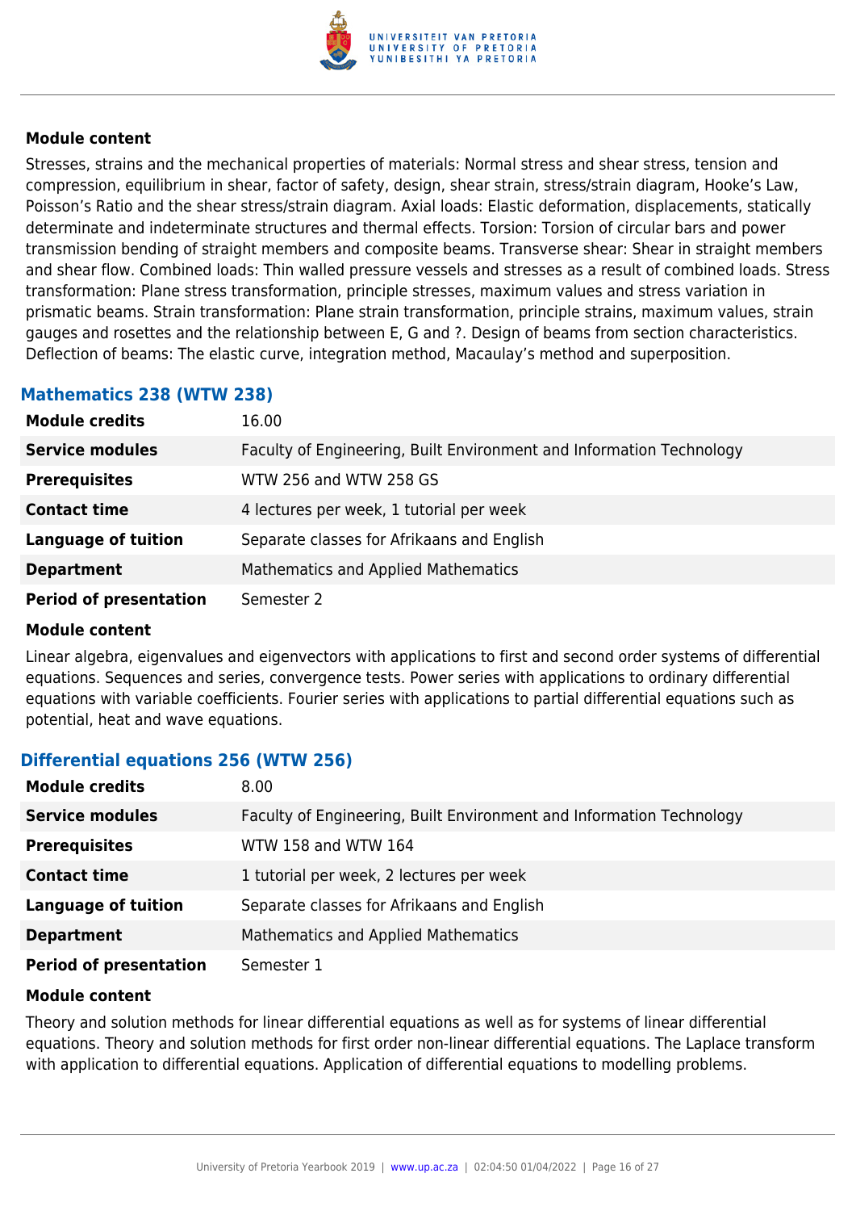**Module content**

Stresses, strains and the mechanical properties of materials: Normal stress and shear stress, tension and compression, equilibrium in shear, factor of safety, design, shear strain, stress/strain diagram, Hooke's Law, Poisson's Ratio and the shear stress/strain diagram. Axial loads: Elastic deformation, displacements, statically determinate and indeterminate structures and thermal effects. Torsion: Torsion of circular bars and power transmission bending of straight members and composite beams. Transverse shear: Shear in straight members and shear flow. Combined loads: Thin walled pressure vessels and stresses as a result of combined loads. Stress transformation: Plane stress transformation, principle stresses, maximum values and stress variation in prismatic beams. Strain transformation: Plane strain transformation, principle strains, maximum values, strain gauges and rosettes and the relationship between E, G and ?. Design of beams from section characteristics. Deflection of beams: The elastic curve, integration method, Macaulay's method and superposition.

### Mathematics 238 (WTW 238)

| | |
|---|---|
| **Module credits** | 16.00 |
| **Service modules** | Faculty of Engineering, Built Environment and Information Technology |
| **Prerequisites** | WTW 256 and WTW 258 GS |
| **Contact time** | 4 lectures per week, 1 tutorial per week |
| **Language of tuition** | Separate classes for Afrikaans and English |
| **Department** | Mathematics and Applied Mathematics |
| **Period of presentation** | Semester 2 |

**Module content**

Linear algebra, eigenvalues and eigenvectors with applications to first and second order systems of differential equations. Sequences and series, convergence tests. Power series with applications to ordinary differential equations with variable coefficients. Fourier series with applications to partial differential equations such as potential, heat and wave equations.

### Differential equations 256 (WTW 256)

| | |
|---|---|
| **Module credits** | 8.00 |
| **Service modules** | Faculty of Engineering, Built Environment and Information Technology |
| **Prerequisites** | WTW 158 and WTW 164 |
| **Contact time** | 1 tutorial per week, 2 lectures per week |
| **Language of tuition** | Separate classes for Afrikaans and English |
| **Department** | Mathematics and Applied Mathematics |
| **Period of presentation** | Semester 1 |

**Module content**

Theory and solution methods for linear differential equations as well as for systems of linear differential equations. Theory and solution methods for first order non-linear differential equations. The Laplace transform with application to differential equations. Application of differential equations to modelling problems.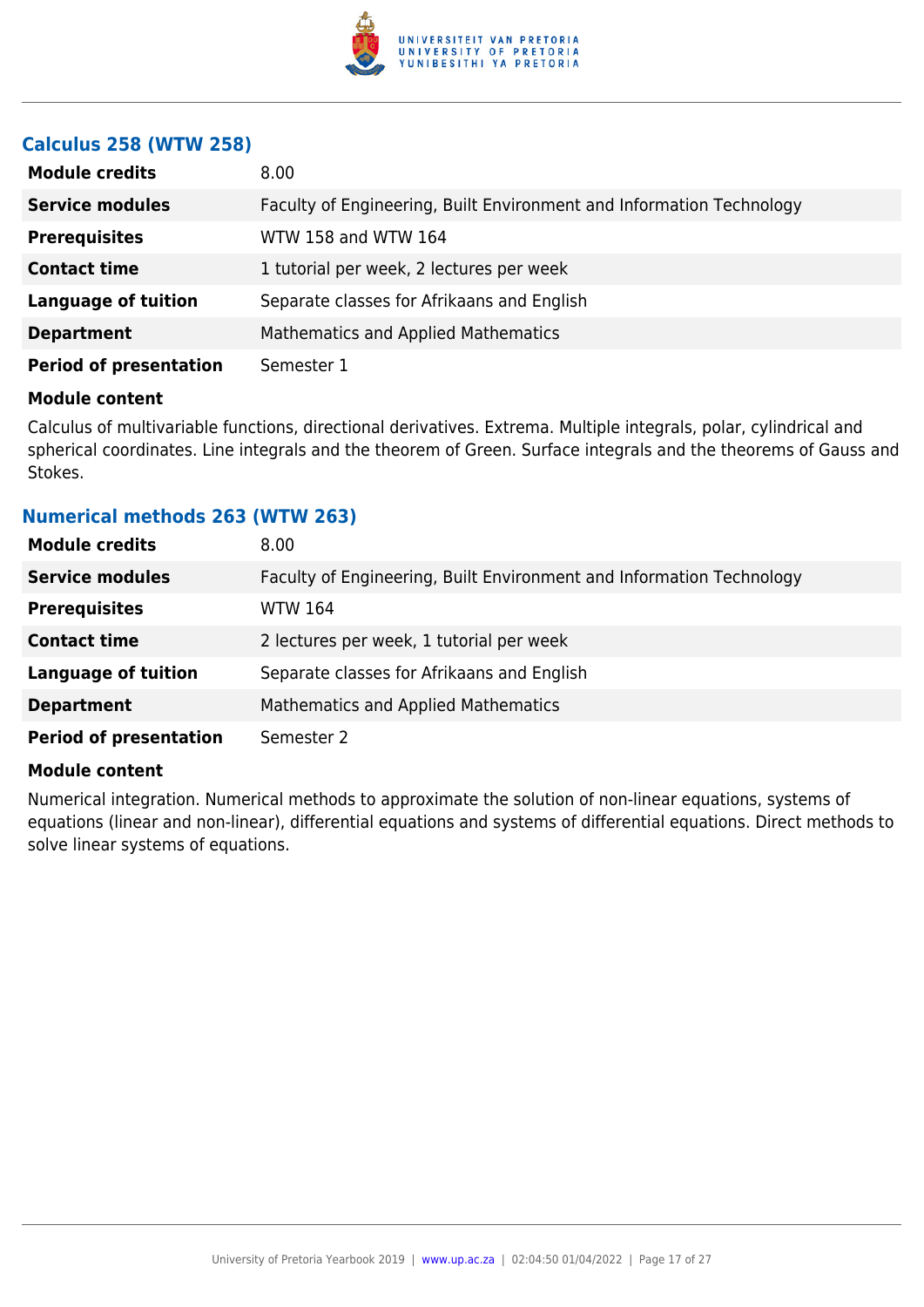### Calculus 258 (WTW 258)

| | |
|---|---|
| **Module credits** | 8.00 |
| **Service modules** | Faculty of Engineering, Built Environment and Information Technology |
| **Prerequisites** | WTW 158 and WTW 164 |
| **Contact time** | 1 tutorial per week, 2 lectures per week |
| **Language of tuition** | Separate classes for Afrikaans and English |
| **Department** | Mathematics and Applied Mathematics |
| **Period of presentation** | Semester 1 |

**Module content**

Calculus of multivariable functions, directional derivatives. Extrema. Multiple integrals, polar, cylindrical and spherical coordinates. Line integrals and the theorem of Green. Surface integrals and the theorems of Gauss and Stokes.

### Numerical methods 263 (WTW 263)

| | |
|---|---|
| **Module credits** | 8.00 |
| **Service modules** | Faculty of Engineering, Built Environment and Information Technology |
| **Prerequisites** | WTW 164 |
| **Contact time** | 2 lectures per week, 1 tutorial per week |
| **Language of tuition** | Separate classes for Afrikaans and English |
| **Department** | Mathematics and Applied Mathematics |
| **Period of presentation** | Semester 2 |

**Module content**

Numerical integration. Numerical methods to approximate the solution of non-linear equations, systems of equations (linear and non-linear), differential equations and systems of differential equations. Direct methods to solve linear systems of equations.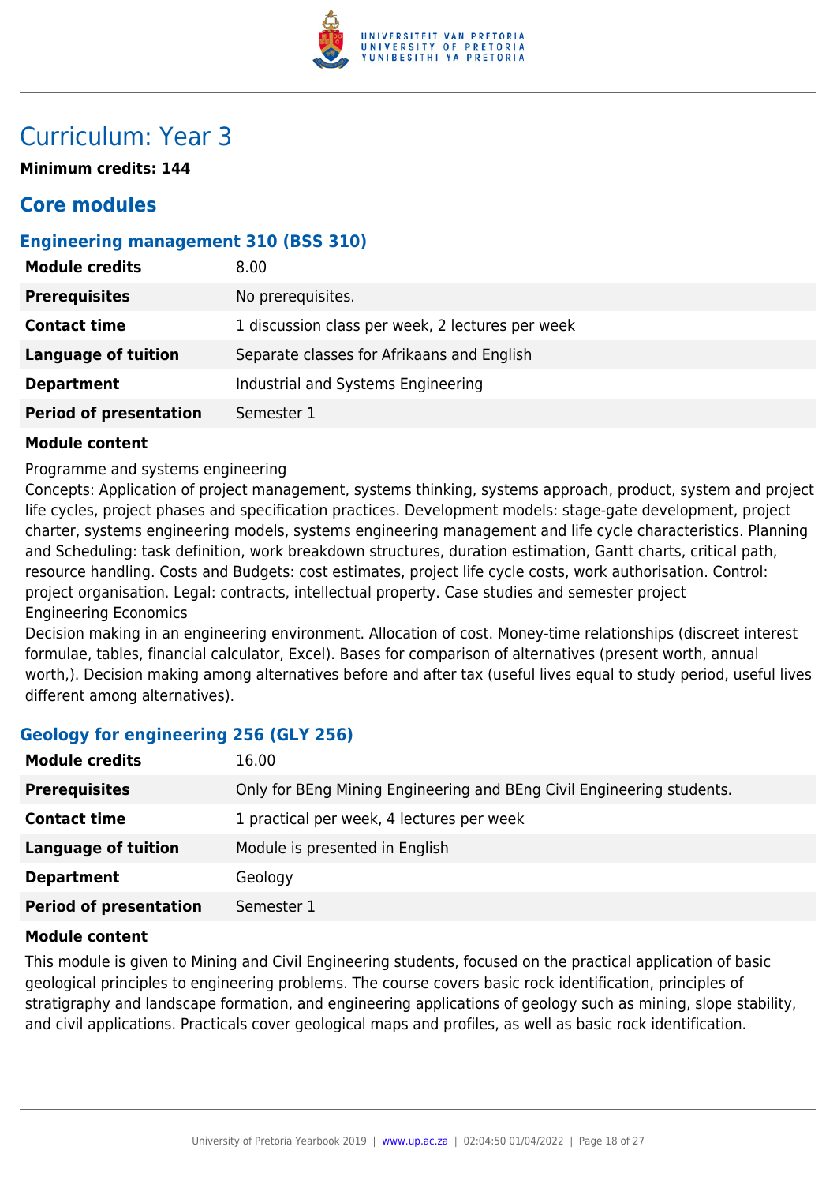# Curriculum: Year 3

**Minimum credits: 144**

## Core modules

### Engineering management 310 (BSS 310)

| | |
|---|---|
| **Module credits** | 8.00 |
| **Prerequisites** | No prerequisites. |
| **Contact time** | 1 discussion class per week, 2 lectures per week |
| **Language of tuition** | Separate classes for Afrikaans and English |
| **Department** | Industrial and Systems Engineering |
| **Period of presentation** | Semester 1 |

**Module content**

Programme and systems engineering
Concepts: Application of project management, systems thinking, systems approach, product, system and project life cycles, project phases and specification practices. Development models: stage-gate development, project charter, systems engineering models, systems engineering management and life cycle characteristics. Planning and Scheduling: task definition, work breakdown structures, duration estimation, Gantt charts, critical path, resource handling. Costs and Budgets: cost estimates, project life cycle costs, work authorisation. Control: project organisation. Legal: contracts, intellectual property. Case studies and semester project
Engineering Economics
Decision making in an engineering environment. Allocation of cost. Money-time relationships (discreet interest formulae, tables, financial calculator, Excel). Bases for comparison of alternatives (present worth, annual worth,). Decision making among alternatives before and after tax (useful lives equal to study period, useful lives different among alternatives).

### Geology for engineering 256 (GLY 256)

| | |
|---|---|
| **Module credits** | 16.00 |
| **Prerequisites** | Only for BEng Mining Engineering and BEng Civil Engineering students. |
| **Contact time** | 1 practical per week, 4 lectures per week |
| **Language of tuition** | Module is presented in English |
| **Department** | Geology |
| **Period of presentation** | Semester 1 |

**Module content**

This module is given to Mining and Civil Engineering students, focused on the practical application of basic geological principles to engineering problems. The course covers basic rock identification, principles of stratigraphy and landscape formation, and engineering applications of geology such as mining, slope stability, and civil applications. Practicals cover geological maps and profiles, as well as basic rock identification.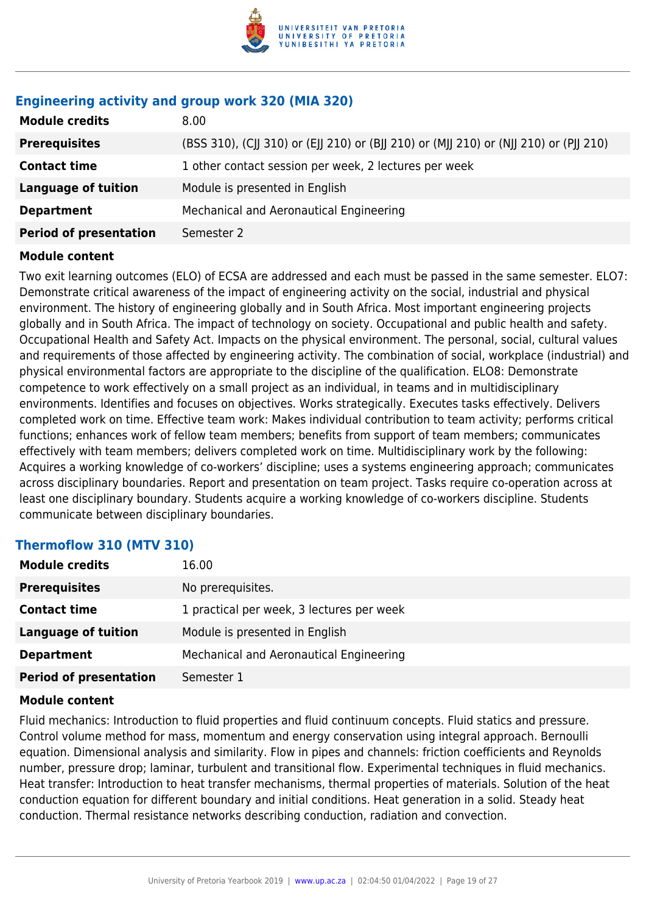### Engineering activity and group work 320 (MIA 320)

| | |
|---|---|
| **Module credits** | 8.00 |
| **Prerequisites** | (BSS 310), (CJJ 310) or (EJJ 210) or (BJJ 210) or (MJJ 210) or (NJJ 210) or (PJJ 210) |
| **Contact time** | 1 other contact session per week, 2 lectures per week |
| **Language of tuition** | Module is presented in English |
| **Department** | Mechanical and Aeronautical Engineering |
| **Period of presentation** | Semester 2 |

**Module content**

Two exit learning outcomes (ELO) of ECSA are addressed and each must be passed in the same semester. ELO7: Demonstrate critical awareness of the impact of engineering activity on the social, industrial and physical environment. The history of engineering globally and in South Africa. Most important engineering projects globally and in South Africa. The impact of technology on society. Occupational and public health and safety. Occupational Health and Safety Act. Impacts on the physical environment. The personal, social, cultural values and requirements of those affected by engineering activity. The combination of social, workplace (industrial) and physical environmental factors are appropriate to the discipline of the qualification. ELO8: Demonstrate competence to work effectively on a small project as an individual, in teams and in multidisciplinary environments. Identifies and focuses on objectives. Works strategically. Executes tasks effectively. Delivers completed work on time. Effective team work: Makes individual contribution to team activity; performs critical functions; enhances work of fellow team members; benefits from support of team members; communicates effectively with team members; delivers completed work on time. Multidisciplinary work by the following: Acquires a working knowledge of co-workers' discipline; uses a systems engineering approach; communicates across disciplinary boundaries. Report and presentation on team project. Tasks require co-operation across at least one disciplinary boundary. Students acquire a working knowledge of co-workers discipline. Students communicate between disciplinary boundaries.

### Thermoflow 310 (MTV 310)

| | |
|---|---|
| **Module credits** | 16.00 |
| **Prerequisites** | No prerequisites. |
| **Contact time** | 1 practical per week, 3 lectures per week |
| **Language of tuition** | Module is presented in English |
| **Department** | Mechanical and Aeronautical Engineering |
| **Period of presentation** | Semester 1 |

**Module content**

Fluid mechanics: Introduction to fluid properties and fluid continuum concepts. Fluid statics and pressure. Control volume method for mass, momentum and energy conservation using integral approach. Bernoulli equation. Dimensional analysis and similarity. Flow in pipes and channels: friction coefficients and Reynolds number, pressure drop; laminar, turbulent and transitional flow. Experimental techniques in fluid mechanics. Heat transfer: Introduction to heat transfer mechanisms, thermal properties of materials. Solution of the heat conduction equation for different boundary and initial conditions. Heat generation in a solid. Steady heat conduction. Thermal resistance networks describing conduction, radiation and convection.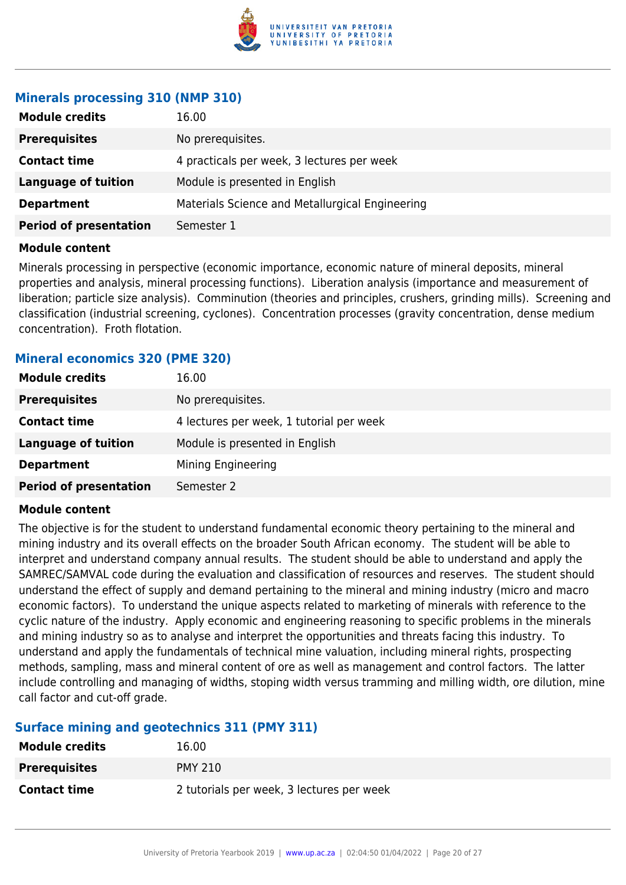### Minerals processing 310 (NMP 310)

| | |
|---|---|
| **Module credits** | 16.00 |
| **Prerequisites** | No prerequisites. |
| **Contact time** | 4 practicals per week, 3 lectures per week |
| **Language of tuition** | Module is presented in English |
| **Department** | Materials Science and Metallurgical Engineering |
| **Period of presentation** | Semester 1 |

**Module content**

Minerals processing in perspective (economic importance, economic nature of mineral deposits, mineral properties and analysis, mineral processing functions). Liberation analysis (importance and measurement of liberation; particle size analysis). Comminution (theories and principles, crushers, grinding mills). Screening and classification (industrial screening, cyclones). Concentration processes (gravity concentration, dense medium concentration). Froth flotation.

### Mineral economics 320 (PME 320)

| | |
|---|---|
| **Module credits** | 16.00 |
| **Prerequisites** | No prerequisites. |
| **Contact time** | 4 lectures per week, 1 tutorial per week |
| **Language of tuition** | Module is presented in English |
| **Department** | Mining Engineering |
| **Period of presentation** | Semester 2 |

**Module content**

The objective is for the student to understand fundamental economic theory pertaining to the mineral and mining industry and its overall effects on the broader South African economy. The student will be able to interpret and understand company annual results. The student should be able to understand and apply the SAMREC/SAMVAL code during the evaluation and classification of resources and reserves. The student should understand the effect of supply and demand pertaining to the mineral and mining industry (micro and macro economic factors). To understand the unique aspects related to marketing of minerals with reference to the cyclic nature of the industry. Apply economic and engineering reasoning to specific problems in the minerals and mining industry so as to analyse and interpret the opportunities and threats facing this industry. To understand and apply the fundamentals of technical mine valuation, including mineral rights, prospecting methods, sampling, mass and mineral content of ore as well as management and control factors. The latter include controlling and managing of widths, stoping width versus tramming and milling width, ore dilution, mine call factor and cut-off grade.

### Surface mining and geotechnics 311 (PMY 311)

| | |
|---|---|
| **Module credits** | 16.00 |
| **Prerequisites** | PMY 210 |
| **Contact time** | 2 tutorials per week, 3 lectures per week |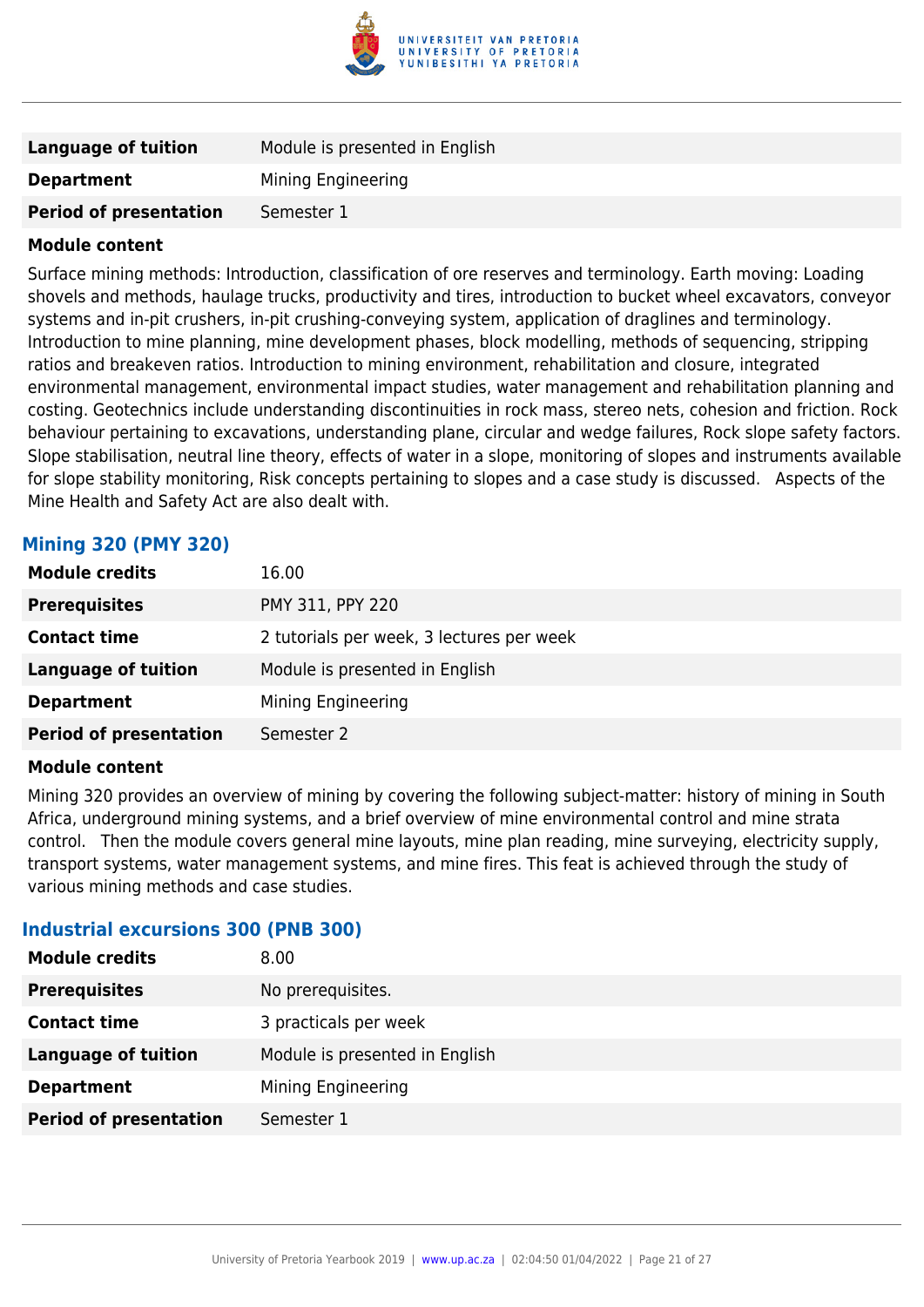| | |
|---|---|
| **Language of tuition** | Module is presented in English |
| **Department** | Mining Engineering |
| **Period of presentation** | Semester 1 |

**Module content**

Surface mining methods: Introduction, classification of ore reserves and terminology. Earth moving: Loading shovels and methods, haulage trucks, productivity and tires, introduction to bucket wheel excavators, conveyor systems and in-pit crushers, in-pit crushing-conveying system, application of draglines and terminology. Introduction to mine planning, mine development phases, block modelling, methods of sequencing, stripping ratios and breakeven ratios. Introduction to mining environment, rehabilitation and closure, integrated environmental management, environmental impact studies, water management and rehabilitation planning and costing. Geotechnics include understanding discontinuities in rock mass, stereo nets, cohesion and friction. Rock behaviour pertaining to excavations, understanding plane, circular and wedge failures, Rock slope safety factors. Slope stabilisation, neutral line theory, effects of water in a slope, monitoring of slopes and instruments available for slope stability monitoring, Risk concepts pertaining to slopes and a case study is discussed. Aspects of the Mine Health and Safety Act are also dealt with.

### Mining 320 (PMY 320)

| | |
|---|---|
| **Module credits** | 16.00 |
| **Prerequisites** | PMY 311, PPY 220 |
| **Contact time** | 2 tutorials per week, 3 lectures per week |
| **Language of tuition** | Module is presented in English |
| **Department** | Mining Engineering |
| **Period of presentation** | Semester 2 |

**Module content**

Mining 320 provides an overview of mining by covering the following subject-matter: history of mining in South Africa, underground mining systems, and a brief overview of mine environmental control and mine strata control. Then the module covers general mine layouts, mine plan reading, mine surveying, electricity supply, transport systems, water management systems, and mine fires. This feat is achieved through the study of various mining methods and case studies.

### Industrial excursions 300 (PNB 300)

| | |
|---|---|
| **Module credits** | 8.00 |
| **Prerequisites** | No prerequisites. |
| **Contact time** | 3 practicals per week |
| **Language of tuition** | Module is presented in English |
| **Department** | Mining Engineering |
| **Period of presentation** | Semester 1 |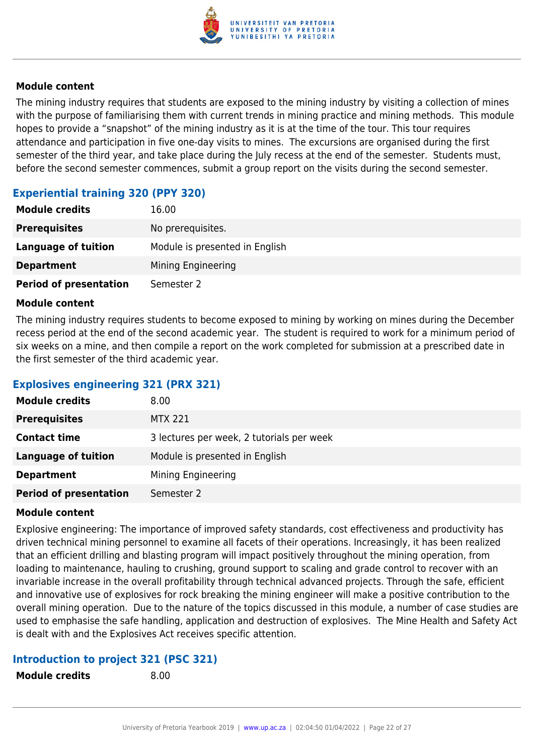**Module content**

The mining industry requires that students are exposed to the mining industry by visiting a collection of mines with the purpose of familiarising them with current trends in mining practice and mining methods.  This module hopes to provide a "snapshot" of the mining industry as it is at the time of the tour. This tour requires attendance and participation in five one-day visits to mines.  The excursions are organised during the first semester of the third year, and take place during the July recess at the end of the semester.  Students must, before the second semester commences, submit a group report on the visits during the second semester.

### Experiential training 320 (PPY 320)

| | |
|---|---|
| **Module credits** | 16.00 |
| **Prerequisites** | No prerequisites. |
| **Language of tuition** | Module is presented in English |
| **Department** | Mining Engineering |
| **Period of presentation** | Semester 2 |

**Module content**

The mining industry requires students to become exposed to mining by working on mines during the December recess period at the end of the second academic year.  The student is required to work for a minimum period of six weeks on a mine, and then compile a report on the work completed for submission at a prescribed date in the first semester of the third academic year.

### Explosives engineering 321 (PRX 321)

| | |
|---|---|
| **Module credits** | 8.00 |
| **Prerequisites** | MTX 221 |
| **Contact time** | 3 lectures per week, 2 tutorials per week |
| **Language of tuition** | Module is presented in English |
| **Department** | Mining Engineering |
| **Period of presentation** | Semester 2 |

**Module content**

Explosive engineering: The importance of improved safety standards, cost effectiveness and productivity has driven technical mining personnel to examine all facets of their operations. Increasingly, it has been realized that an efficient drilling and blasting program will impact positively throughout the mining operation, from loading to maintenance, hauling to crushing, ground support to scaling and grade control to recover with an invariable increase in the overall profitability through technical advanced projects. Through the safe, efficient and innovative use of explosives for rock breaking the mining engineer will make a positive contribution to the overall mining operation.  Due to the nature of the topics discussed in this module, a number of case studies are used to emphasise the safe handling, application and destruction of explosives.  The Mine Health and Safety Act is dealt with and the Explosives Act receives specific attention.

### Introduction to project 321 (PSC 321)

| | |
|---|---|
| **Module credits** | 8.00 |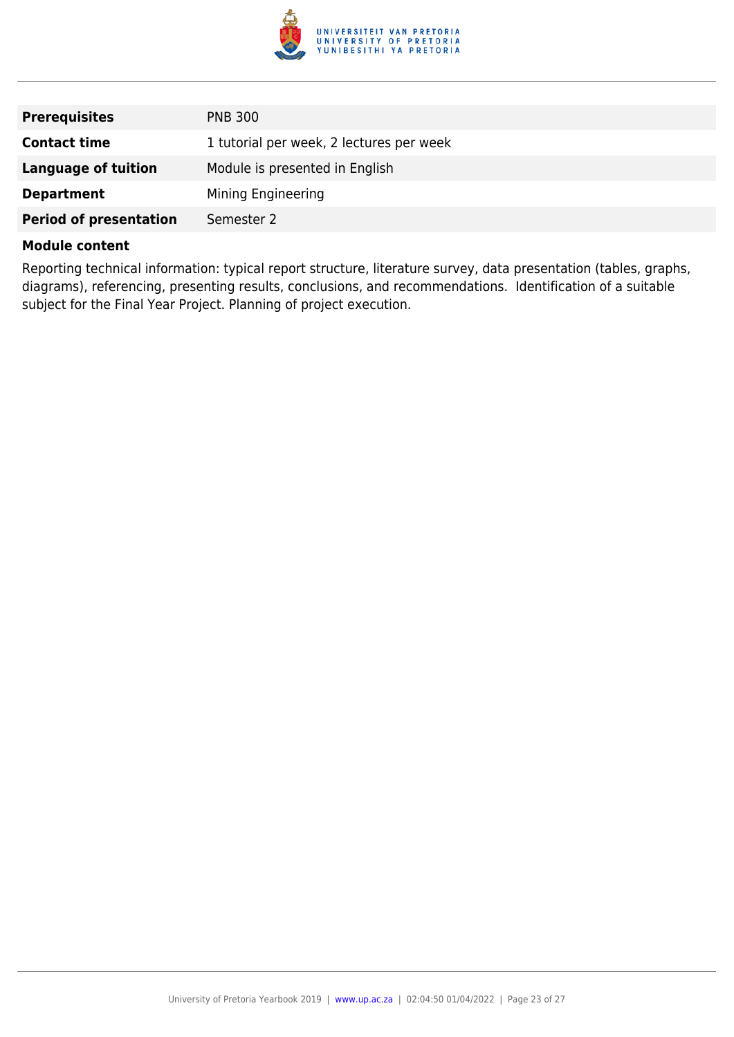| | |
|---|---|
| **Prerequisites** | PNB 300 |
| **Contact time** | 1 tutorial per week, 2 lectures per week |
| **Language of tuition** | Module is presented in English |
| **Department** | Mining Engineering |
| **Period of presentation** | Semester 2 |

**Module content**

Reporting technical information: typical report structure, literature survey, data presentation (tables, graphs, diagrams), referencing, presenting results, conclusions, and recommendations.  Identification of a suitable subject for the Final Year Project. Planning of project execution.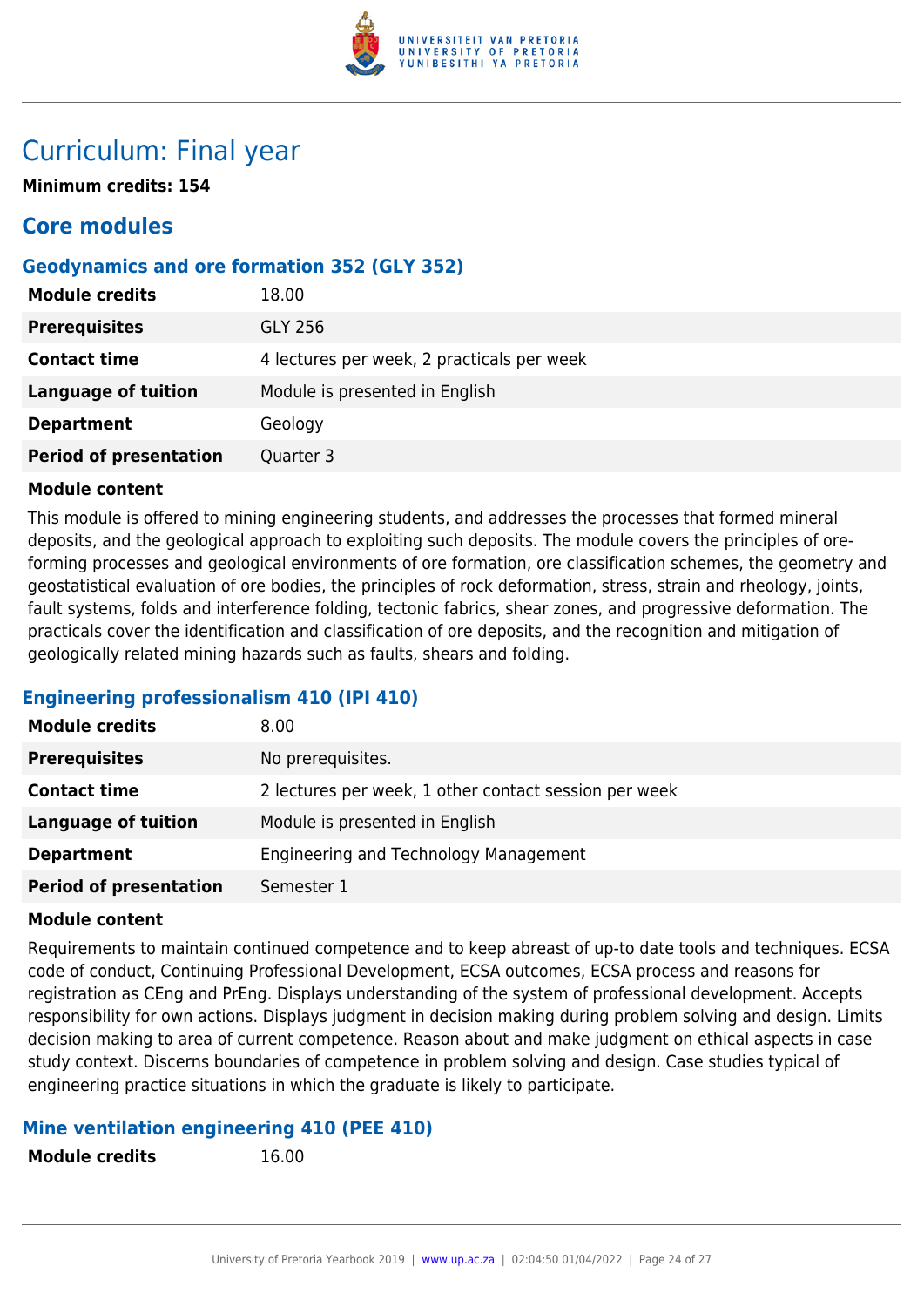# Curriculum: Final year

**Minimum credits: 154**

## Core modules

### Geodynamics and ore formation 352 (GLY 352)

| | |
|---|---|
| **Module credits** | 18.00 |
| **Prerequisites** | GLY 256 |
| **Contact time** | 4 lectures per week, 2 practicals per week |
| **Language of tuition** | Module is presented in English |
| **Department** | Geology |
| **Period of presentation** | Quarter 3 |

**Module content**

This module is offered to mining engineering students, and addresses the processes that formed mineral deposits, and the geological approach to exploiting such deposits. The module covers the principles of ore-forming processes and geological environments of ore formation, ore classification schemes, the geometry and geostatistical evaluation of ore bodies, the principles of rock deformation, stress, strain and rheology, joints, fault systems, folds and interference folding, tectonic fabrics, shear zones, and progressive deformation. The practicals cover the identification and classification of ore deposits, and the recognition and mitigation of geologically related mining hazards such as faults, shears and folding.

### Engineering professionalism 410 (IPI 410)

| | |
|---|---|
| **Module credits** | 8.00 |
| **Prerequisites** | No prerequisites. |
| **Contact time** | 2 lectures per week, 1 other contact session per week |
| **Language of tuition** | Module is presented in English |
| **Department** | Engineering and Technology Management |
| **Period of presentation** | Semester 1 |

**Module content**

Requirements to maintain continued competence and to keep abreast of up-to date tools and techniques. ECSA code of conduct, Continuing Professional Development, ECSA outcomes, ECSA process and reasons for registration as CEng and PrEng. Displays understanding of the system of professional development. Accepts responsibility for own actions. Displays judgment in decision making during problem solving and design. Limits decision making to area of current competence. Reason about and make judgment on ethical aspects in case study context. Discerns boundaries of competence in problem solving and design. Case studies typical of engineering practice situations in which the graduate is likely to participate.

### Mine ventilation engineering 410 (PEE 410)

| | |
|---|---|
| **Module credits** | 16.00 |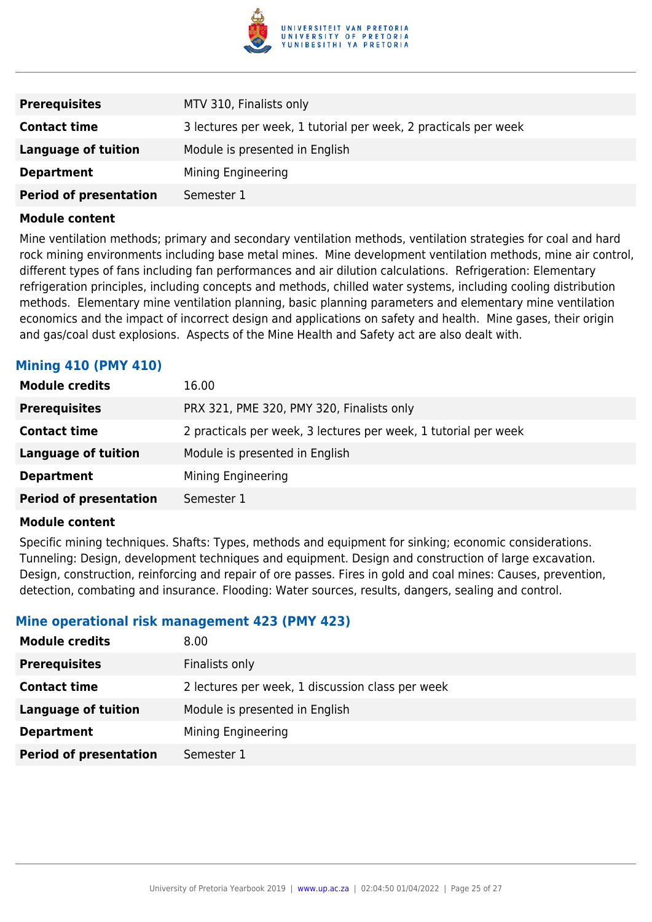| | |
|---|---|
| **Prerequisites** | MTV 310, Finalists only |
| **Contact time** | 3 lectures per week, 1 tutorial per week, 2 practicals per week |
| **Language of tuition** | Module is presented in English |
| **Department** | Mining Engineering |
| **Period of presentation** | Semester 1 |

**Module content**

Mine ventilation methods; primary and secondary ventilation methods, ventilation strategies for coal and hard rock mining environments including base metal mines. Mine development ventilation methods, mine air control, different types of fans including fan performances and air dilution calculations. Refrigeration: Elementary refrigeration principles, including concepts and methods, chilled water systems, including cooling distribution methods. Elementary mine ventilation planning, basic planning parameters and elementary mine ventilation economics and the impact of incorrect design and applications on safety and health. Mine gases, their origin and gas/coal dust explosions. Aspects of the Mine Health and Safety act are also dealt with.

### Mining 410 (PMY 410)

| | |
|---|---|
| **Module credits** | 16.00 |
| **Prerequisites** | PRX 321, PME 320, PMY 320, Finalists only |
| **Contact time** | 2 practicals per week, 3 lectures per week, 1 tutorial per week |
| **Language of tuition** | Module is presented in English |
| **Department** | Mining Engineering |
| **Period of presentation** | Semester 1 |

**Module content**

Specific mining techniques. Shafts: Types, methods and equipment for sinking; economic considerations. Tunneling: Design, development techniques and equipment. Design and construction of large excavation. Design, construction, reinforcing and repair of ore passes. Fires in gold and coal mines: Causes, prevention, detection, combating and insurance. Flooding: Water sources, results, dangers, sealing and control.

### Mine operational risk management 423 (PMY 423)

| | |
|---|---|
| **Module credits** | 8.00 |
| **Prerequisites** | Finalists only |
| **Contact time** | 2 lectures per week, 1 discussion class per week |
| **Language of tuition** | Module is presented in English |
| **Department** | Mining Engineering |
| **Period of presentation** | Semester 1 |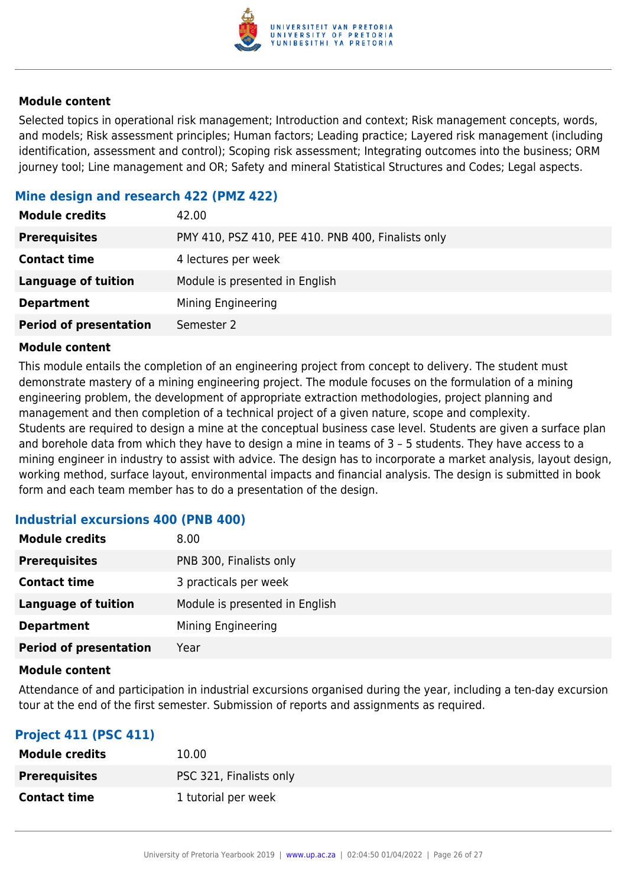**Module content**

Selected topics in operational risk management; Introduction and context; Risk management concepts, words, and models; Risk assessment principles; Human factors; Leading practice; Layered risk management (including identification, assessment and control); Scoping risk assessment; Integrating outcomes into the business; ORM journey tool; Line management and OR; Safety and mineral Statistical Structures and Codes; Legal aspects.

### Mine design and research 422 (PMZ 422)

| | |
|---|---|
| **Module credits** | 42.00 |
| **Prerequisites** | PMY 410, PSZ 410, PEE 410. PNB 400, Finalists only |
| **Contact time** | 4 lectures per week |
| **Language of tuition** | Module is presented in English |
| **Department** | Mining Engineering |
| **Period of presentation** | Semester 2 |

**Module content**

This module entails the completion of an engineering project from concept to delivery. The student must demonstrate mastery of a mining engineering project. The module focuses on the formulation of a mining engineering problem, the development of appropriate extraction methodologies, project planning and management and then completion of a technical project of a given nature, scope and complexity.
Students are required to design a mine at the conceptual business case level. Students are given a surface plan and borehole data from which they have to design a mine in teams of 3 – 5 students. They have access to a mining engineer in industry to assist with advice. The design has to incorporate a market analysis, layout design, working method, surface layout, environmental impacts and financial analysis. The design is submitted in book form and each team member has to do a presentation of the design.

### Industrial excursions 400 (PNB 400)

| | |
|---|---|
| **Module credits** | 8.00 |
| **Prerequisites** | PNB 300, Finalists only |
| **Contact time** | 3 practicals per week |
| **Language of tuition** | Module is presented in English |
| **Department** | Mining Engineering |
| **Period of presentation** | Year |

**Module content**

Attendance of and participation in industrial excursions organised during the year, including a ten-day excursion tour at the end of the first semester. Submission of reports and assignments as required.

### Project 411 (PSC 411)

| | |
|---|---|
| **Module credits** | 10.00 |
| **Prerequisites** | PSC 321, Finalists only |
| **Contact time** | 1 tutorial per week |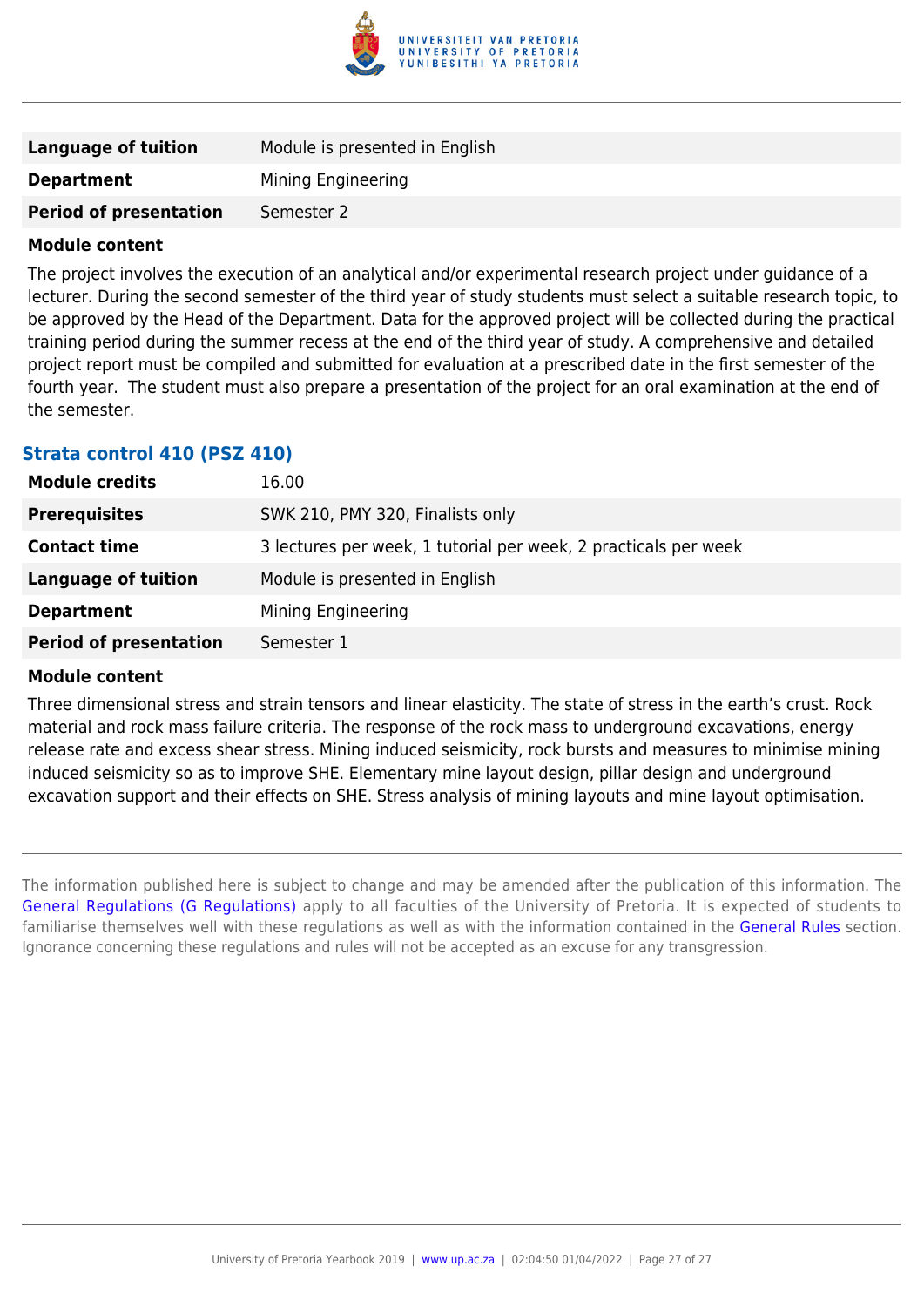| | |
|---|---|
| **Language of tuition** | Module is presented in English |
| **Department** | Mining Engineering |
| **Period of presentation** | Semester 2 |

**Module content**

The project involves the execution of an analytical and/or experimental research project under guidance of a lecturer. During the second semester of the third year of study students must select a suitable research topic, to be approved by the Head of the Department. Data for the approved project will be collected during the practical training period during the summer recess at the end of the third year of study. A comprehensive and detailed project report must be compiled and submitted for evaluation at a prescribed date in the first semester of the fourth year. The student must also prepare a presentation of the project for an oral examination at the end of the semester.

### Strata control 410 (PSZ 410)

| | |
|---|---|
| **Module credits** | 16.00 |
| **Prerequisites** | SWK 210, PMY 320, Finalists only |
| **Contact time** | 3 lectures per week, 1 tutorial per week, 2 practicals per week |
| **Language of tuition** | Module is presented in English |
| **Department** | Mining Engineering |
| **Period of presentation** | Semester 1 |

**Module content**

Three dimensional stress and strain tensors and linear elasticity. The state of stress in the earth's crust. Rock material and rock mass failure criteria. The response of the rock mass to underground excavations, energy release rate and excess shear stress. Mining induced seismicity, rock bursts and measures to minimise mining induced seismicity so as to improve SHE. Elementary mine layout design, pillar design and underground excavation support and their effects on SHE. Stress analysis of mining layouts and mine layout optimisation.

---

The information published here is subject to change and may be amended after the publication of this information. The General Regulations (G Regulations) apply to all faculties of the University of Pretoria. It is expected of students to familiarise themselves well with these regulations as well as with the information contained in the General Rules section. Ignorance concerning these regulations and rules will not be accepted as an excuse for any transgression.